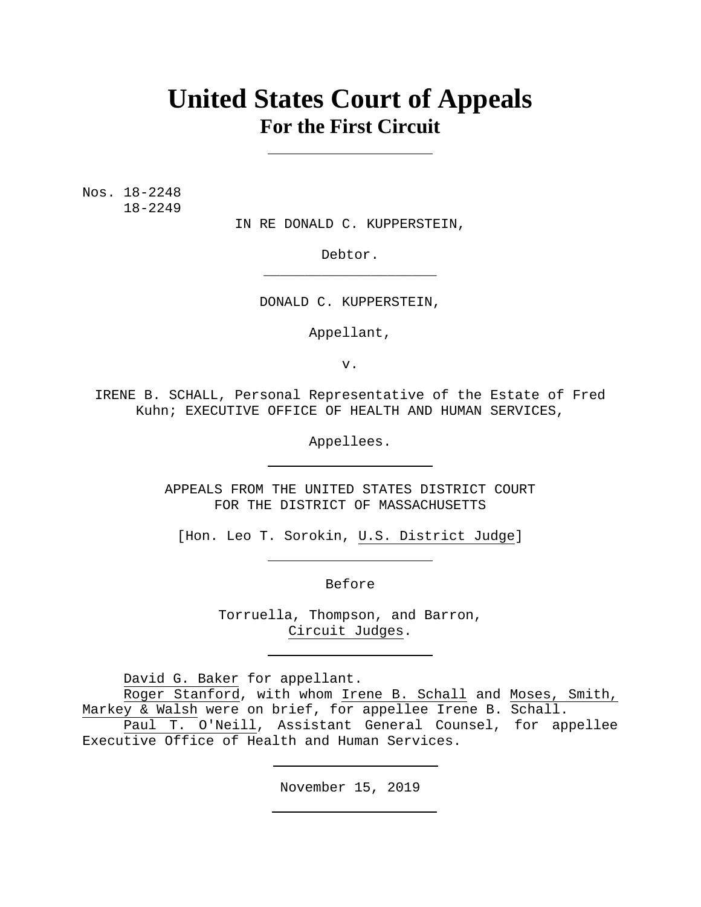# United States Court of Appeals
## For the First Circuit

---

Nos. 18-2248
18-2249

IN RE DONALD C. KUPPERSTEIN,

Debtor.

---

DONALD C. KUPPERSTEIN,

Appellant,

v.

IRENE B. SCHALL, Personal Representative of the Estate of Fred Kuhn; EXECUTIVE OFFICE OF HEALTH AND HUMAN SERVICES,

Appellees.

---

APPEALS FROM THE UNITED STATES DISTRICT COURT
FOR THE DISTRICT OF MASSACHUSETTS

[Hon. Leo T. Sorokin, U.S. District Judge]

---

Before

Torruella, Thompson, and Barron,
Circuit Judges.

---

David G. Baker for appellant.

Roger Stanford, with whom Irene B. Schall and Moses, Smith, Markey & Walsh were on brief, for appellee Irene B. Schall.

Paul T. O'Neill, Assistant General Counsel, for appellee Executive Office of Health and Human Services.

---

November 15, 2019

---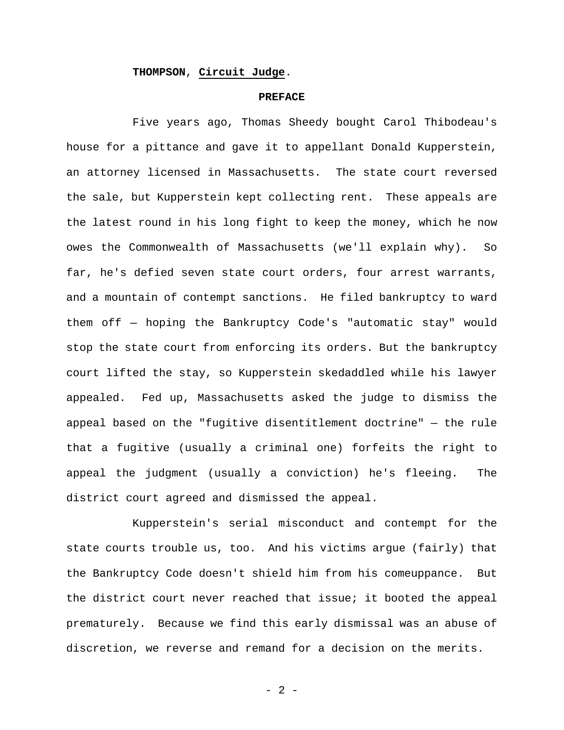**THOMPSON**, **Circuit Judge**.

**PREFACE**

Five years ago, Thomas Sheedy bought Carol Thibodeau's house for a pittance and gave it to appellant Donald Kupperstein, an attorney licensed in Massachusetts. The state court reversed the sale, but Kupperstein kept collecting rent. These appeals are the latest round in his long fight to keep the money, which he now owes the Commonwealth of Massachusetts (we'll explain why). So far, he's defied seven state court orders, four arrest warrants, and a mountain of contempt sanctions. He filed bankruptcy to ward them off — hoping the Bankruptcy Code's "automatic stay" would stop the state court from enforcing its orders. But the bankruptcy court lifted the stay, so Kupperstein skedaddled while his lawyer appealed. Fed up, Massachusetts asked the judge to dismiss the appeal based on the "fugitive disentitlement doctrine" — the rule that a fugitive (usually a criminal one) forfeits the right to appeal the judgment (usually a conviction) he's fleeing. The district court agreed and dismissed the appeal.

Kupperstein's serial misconduct and contempt for the state courts trouble us, too. And his victims argue (fairly) that the Bankruptcy Code doesn't shield him from his comeuppance. But the district court never reached that issue; it booted the appeal prematurely. Because we find this early dismissal was an abuse of discretion, we reverse and remand for a decision on the merits.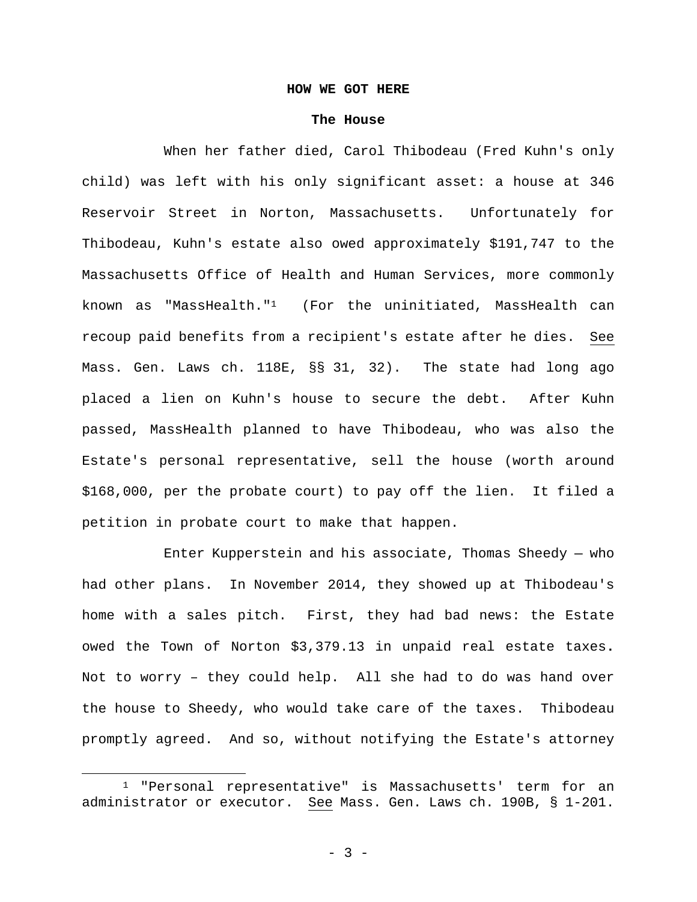## HOW WE GOT HERE

### The House

When her father died, Carol Thibodeau (Fred Kuhn's only child) was left with his only significant asset: a house at 346 Reservoir Street in Norton, Massachusetts. Unfortunately for Thibodeau, Kuhn's estate also owed approximately $191,747 to the Massachusetts Office of Health and Human Services, more commonly known as "MassHealth."[1] (For the uninitiated, MassHealth can recoup paid benefits from a recipient's estate after he dies. See Mass. Gen. Laws ch. 118E, §§ 31, 32). The state had long ago placed a lien on Kuhn's house to secure the debt. After Kuhn passed, MassHealth planned to have Thibodeau, who was also the Estate's personal representative, sell the house (worth around $168,000, per the probate court) to pay off the lien. It filed a petition in probate court to make that happen.

Enter Kupperstein and his associate, Thomas Sheedy — who had other plans. In November 2014, they showed up at Thibodeau's home with a sales pitch. First, they had bad news: the Estate owed the Town of Norton $3,379.13 in unpaid real estate taxes. Not to worry – they could help. All she had to do was hand over the house to Sheedy, who would take care of the taxes. Thibodeau promptly agreed. And so, without notifying the Estate's attorney

---

[1] "Personal representative" is Massachusetts' term for an administrator or executor. See Mass. Gen. Laws ch. 190B, § 1-201.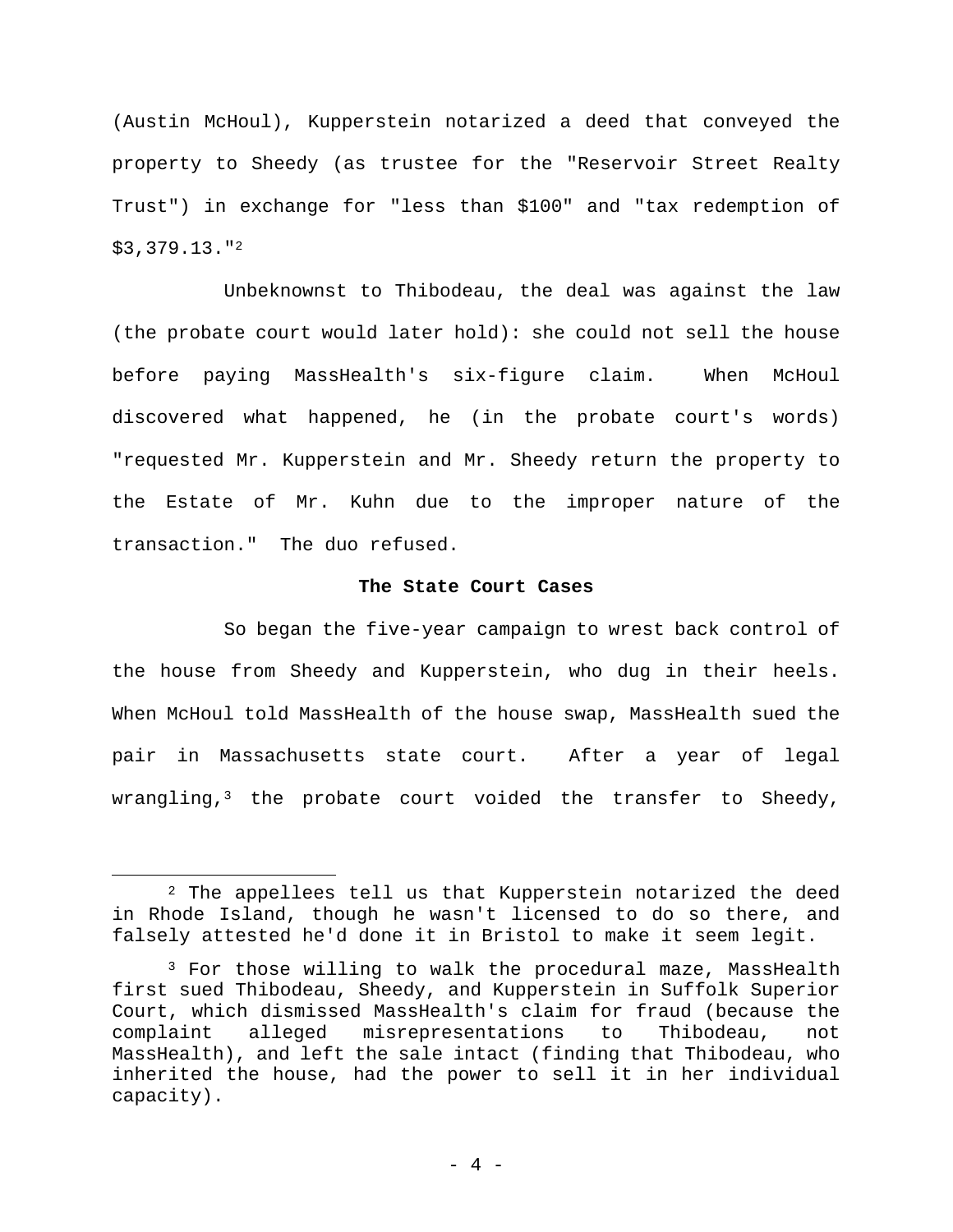(Austin McHoul), Kupperstein notarized a deed that conveyed the property to Sheedy (as trustee for the "Reservoir Street Realty Trust") in exchange for "less than $100" and "tax redemption of $3,379.13."[2]

Unbeknownst to Thibodeau, the deal was against the law (the probate court would later hold): she could not sell the house before paying MassHealth's six-figure claim. When McHoul discovered what happened, he (in the probate court's words) "requested Mr. Kupperstein and Mr. Sheedy return the property to the Estate of Mr. Kuhn due to the improper nature of the transaction." The duo refused.

### The State Court Cases

So began the five-year campaign to wrest back control of the house from Sheedy and Kupperstein, who dug in their heels. When McHoul told MassHealth of the house swap, MassHealth sued the pair in Massachusetts state court. After a year of legal wrangling,[3] the probate court voided the transfer to Sheedy,

---

[2] The appellees tell us that Kupperstein notarized the deed in Rhode Island, though he wasn't licensed to do so there, and falsely attested he'd done it in Bristol to make it seem legit.

[3] For those willing to walk the procedural maze, MassHealth first sued Thibodeau, Sheedy, and Kupperstein in Suffolk Superior Court, which dismissed MassHealth's claim for fraud (because the complaint alleged misrepresentations to Thibodeau, not MassHealth), and left the sale intact (finding that Thibodeau, who inherited the house, had the power to sell it in her individual capacity).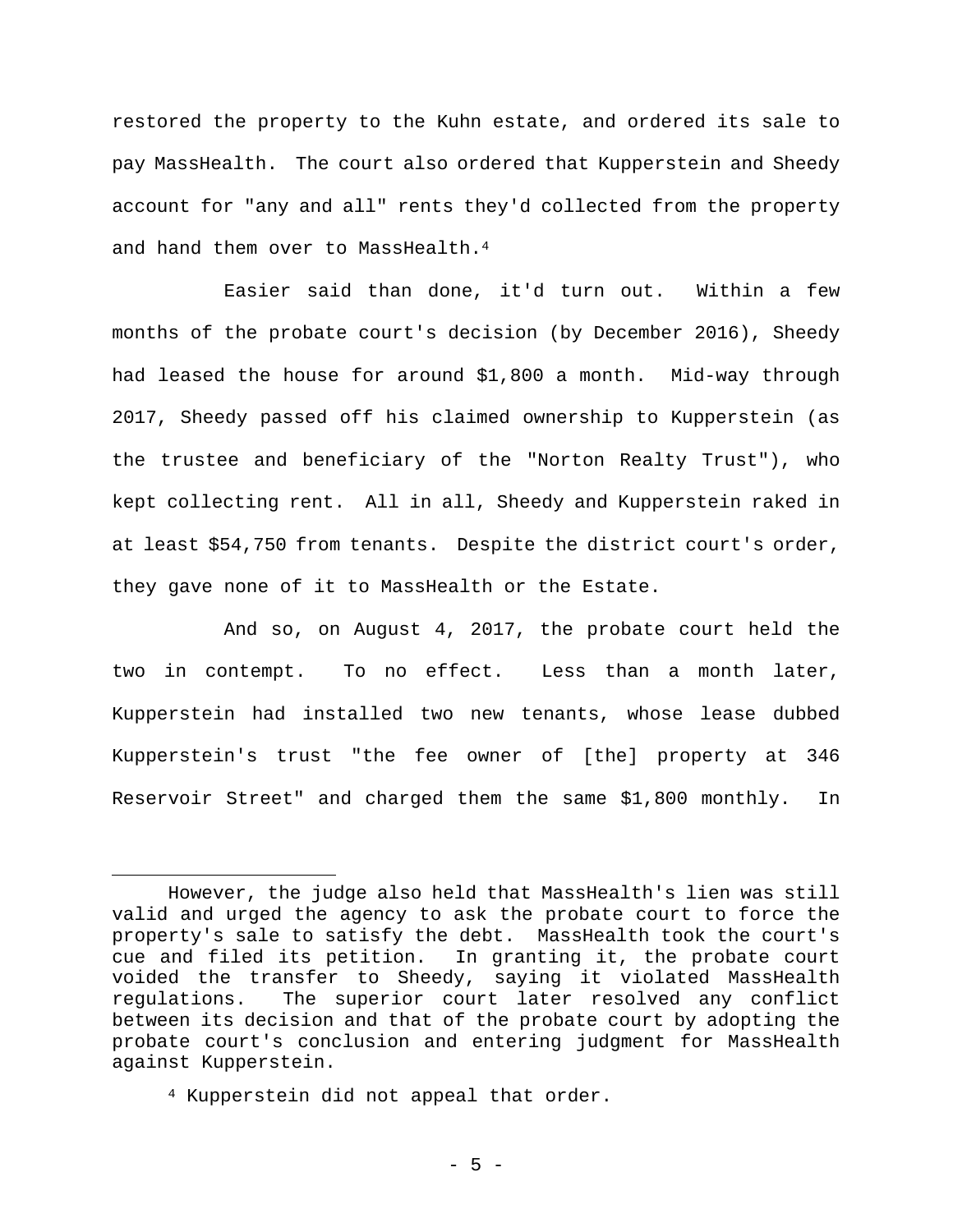restored the property to the Kuhn estate, and ordered its sale to pay MassHealth. The court also ordered that Kupperstein and Sheedy account for "any and all" rents they'd collected from the property and hand them over to MassHealth.[4]

Easier said than done, it'd turn out. Within a few months of the probate court's decision (by December 2016), Sheedy had leased the house for around $1,800 a month. Mid-way through 2017, Sheedy passed off his claimed ownership to Kupperstein (as the trustee and beneficiary of the "Norton Realty Trust"), who kept collecting rent. All in all, Sheedy and Kupperstein raked in at least $54,750 from tenants. Despite the district court's order, they gave none of it to MassHealth or the Estate.

And so, on August 4, 2017, the probate court held the two in contempt. To no effect. Less than a month later, Kupperstein had installed two new tenants, whose lease dubbed Kupperstein's trust "the fee owner of [the] property at 346 Reservoir Street" and charged them the same $1,800 monthly. In

---

However, the judge also held that MassHealth's lien was still valid and urged the agency to ask the probate court to force the property's sale to satisfy the debt. MassHealth took the court's cue and filed its petition. In granting it, the probate court voided the transfer to Sheedy, saying it violated MassHealth regulations. The superior court later resolved any conflict between its decision and that of the probate court by adopting the probate court's conclusion and entering judgment for MassHealth against Kupperstein.

[4] Kupperstein did not appeal that order.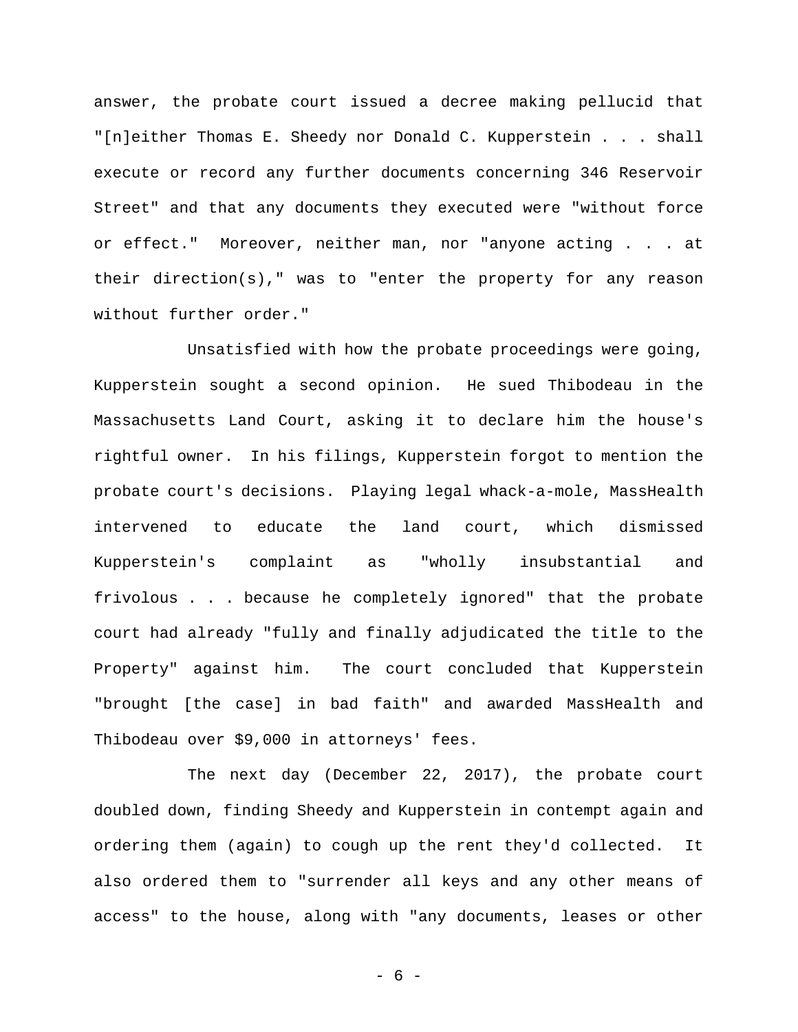answer, the probate court issued a decree making pellucid that "[n]either Thomas E. Sheedy nor Donald C. Kupperstein . . . shall execute or record any further documents concerning 346 Reservoir Street" and that any documents they executed were "without force or effect." Moreover, neither man, nor "anyone acting . . . at their direction(s)," was to "enter the property for any reason without further order."

Unsatisfied with how the probate proceedings were going, Kupperstein sought a second opinion. He sued Thibodeau in the Massachusetts Land Court, asking it to declare him the house's rightful owner. In his filings, Kupperstein forgot to mention the probate court's decisions. Playing legal whack-a-mole, MassHealth intervened to educate the land court, which dismissed Kupperstein's complaint as "wholly insubstantial and frivolous . . . because he completely ignored" that the probate court had already "fully and finally adjudicated the title to the Property" against him. The court concluded that Kupperstein "brought [the case] in bad faith" and awarded MassHealth and Thibodeau over $9,000 in attorneys' fees.

The next day (December 22, 2017), the probate court doubled down, finding Sheedy and Kupperstein in contempt again and ordering them (again) to cough up the rent they'd collected. It also ordered them to "surrender all keys and any other means of access" to the house, along with "any documents, leases or other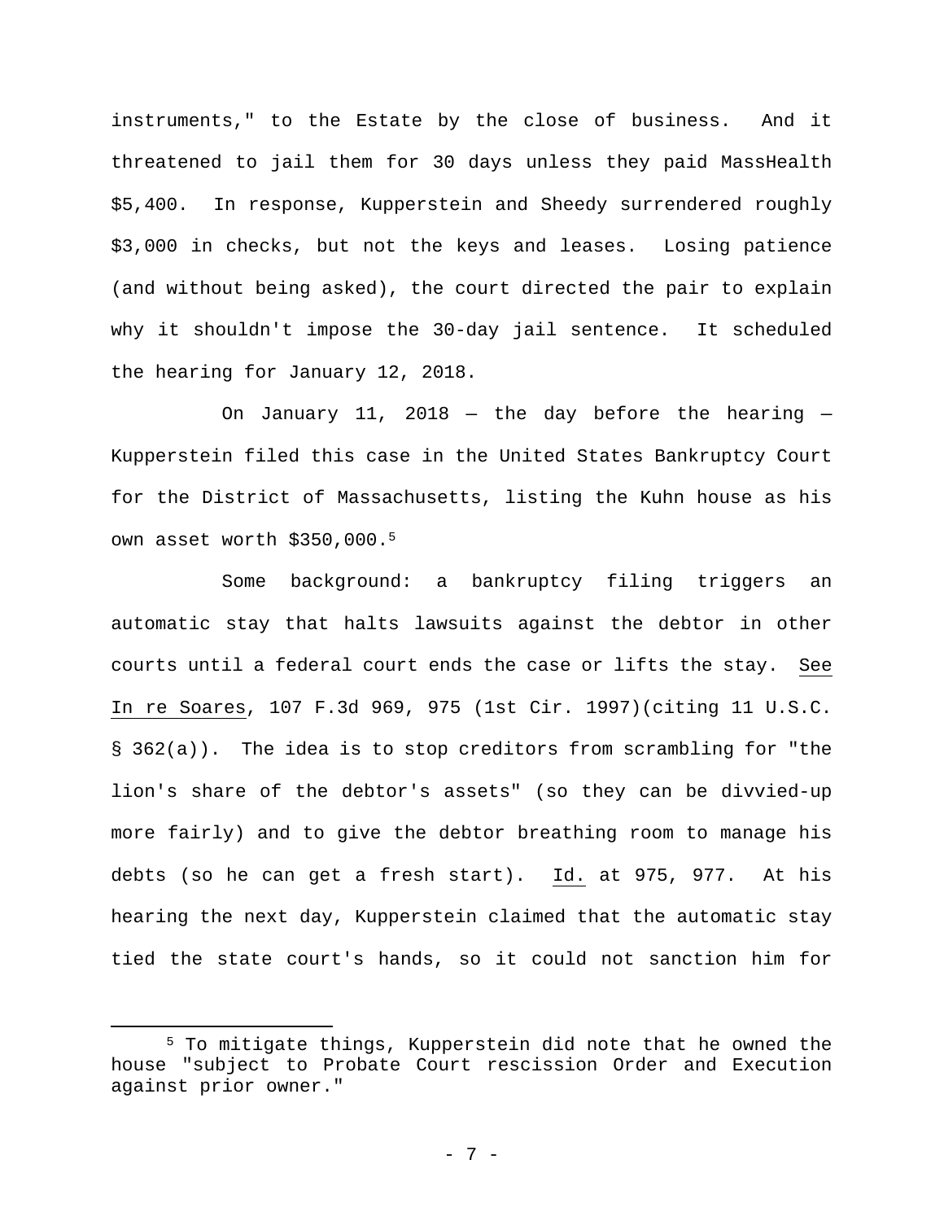instruments," to the Estate by the close of business. And it threatened to jail them for 30 days unless they paid MassHealth $5,400. In response, Kupperstein and Sheedy surrendered roughly $3,000 in checks, but not the keys and leases. Losing patience (and without being asked), the court directed the pair to explain why it shouldn't impose the 30-day jail sentence. It scheduled the hearing for January 12, 2018.

On January 11, 2018 — the day before the hearing — Kupperstein filed this case in the United States Bankruptcy Court for the District of Massachusetts, listing the Kuhn house as his own asset worth $350,000.[5]

Some background: a bankruptcy filing triggers an automatic stay that halts lawsuits against the debtor in other courts until a federal court ends the case or lifts the stay. See In re Soares, 107 F.3d 969, 975 (1st Cir. 1997)(citing 11 U.S.C. § 362(a)). The idea is to stop creditors from scrambling for "the lion's share of the debtor's assets" (so they can be divvied-up more fairly) and to give the debtor breathing room to manage his debts (so he can get a fresh start). Id. at 975, 977. At his hearing the next day, Kupperstein claimed that the automatic stay tied the state court's hands, so it could not sanction him for

[5] To mitigate things, Kupperstein did note that he owned the house "subject to Probate Court rescission Order and Execution against prior owner."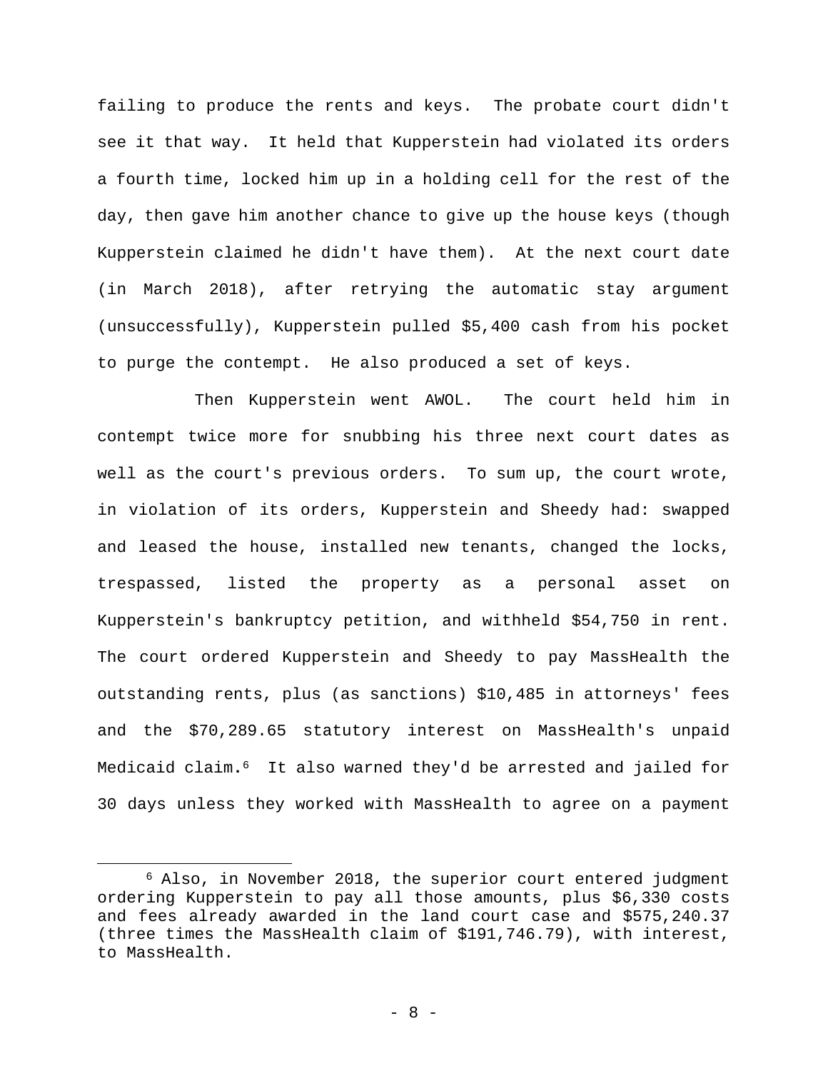failing to produce the rents and keys. The probate court didn't see it that way. It held that Kupperstein had violated its orders a fourth time, locked him up in a holding cell for the rest of the day, then gave him another chance to give up the house keys (though Kupperstein claimed he didn't have them). At the next court date (in March 2018), after retrying the automatic stay argument (unsuccessfully), Kupperstein pulled $5,400 cash from his pocket to purge the contempt. He also produced a set of keys.

Then Kupperstein went AWOL. The court held him in contempt twice more for snubbing his three next court dates as well as the court's previous orders. To sum up, the court wrote, in violation of its orders, Kupperstein and Sheedy had: swapped and leased the house, installed new tenants, changed the locks, trespassed, listed the property as a personal asset on Kupperstein's bankruptcy petition, and withheld $54,750 in rent. The court ordered Kupperstein and Sheedy to pay MassHealth the outstanding rents, plus (as sanctions) $10,485 in attorneys' fees and the $70,289.65 statutory interest on MassHealth's unpaid Medicaid claim.[6] It also warned they'd be arrested and jailed for 30 days unless they worked with MassHealth to agree on a payment

[6] Also, in November 2018, the superior court entered judgment ordering Kupperstein to pay all those amounts, plus $6,330 costs and fees already awarded in the land court case and $575,240.37 (three times the MassHealth claim of $191,746.79), with interest, to MassHealth.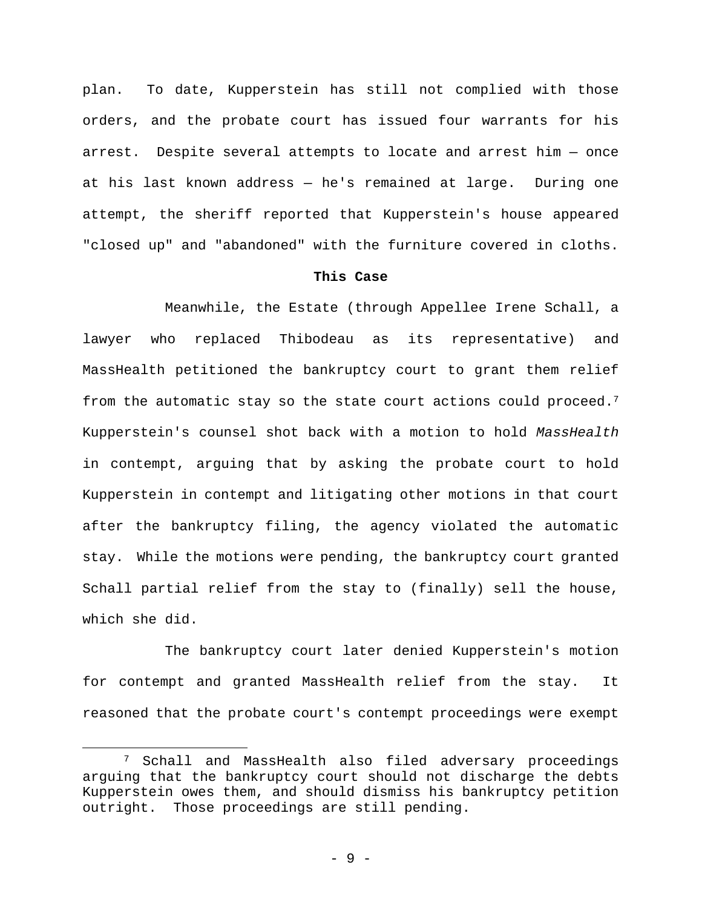plan. To date, Kupperstein has still not complied with those orders, and the probate court has issued four warrants for his arrest. Despite several attempts to locate and arrest him — once at his last known address — he's remained at large. During one attempt, the sheriff reported that Kupperstein's house appeared "closed up" and "abandoned" with the furniture covered in cloths.

**This Case**

Meanwhile, the Estate (through Appellee Irene Schall, a lawyer who replaced Thibodeau as its representative) and MassHealth petitioned the bankruptcy court to grant them relief from the automatic stay so the state court actions could proceed.[7] Kupperstein's counsel shot back with a motion to hold *MassHealth* in contempt, arguing that by asking the probate court to hold Kupperstein in contempt and litigating other motions in that court after the bankruptcy filing, the agency violated the automatic stay. While the motions were pending, the bankruptcy court granted Schall partial relief from the stay to (finally) sell the house, which she did.

The bankruptcy court later denied Kupperstein's motion for contempt and granted MassHealth relief from the stay. It reasoned that the probate court's contempt proceedings were exempt

[7] Schall and MassHealth also filed adversary proceedings arguing that the bankruptcy court should not discharge the debts Kupperstein owes them, and should dismiss his bankruptcy petition outright. Those proceedings are still pending.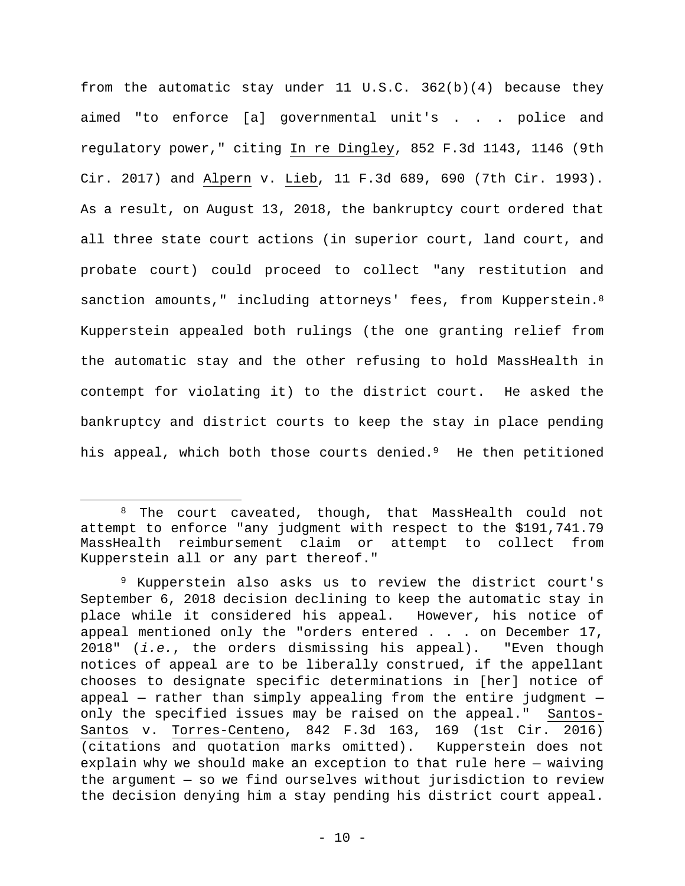from the automatic stay under 11 U.S.C. 362(b)(4) because they aimed "to enforce [a] governmental unit's . . . police and regulatory power," citing In re Dingley, 852 F.3d 1143, 1146 (9th Cir. 2017) and Alpern v. Lieb, 11 F.3d 689, 690 (7th Cir. 1993). As a result, on August 13, 2018, the bankruptcy court ordered that all three state court actions (in superior court, land court, and probate court) could proceed to collect "any restitution and sanction amounts," including attorneys' fees, from Kupperstein.[8] Kupperstein appealed both rulings (the one granting relief from the automatic stay and the other refusing to hold MassHealth in contempt for violating it) to the district court. He asked the bankruptcy and district courts to keep the stay in place pending his appeal, which both those courts denied.[9] He then petitioned

---

[8] The court caveated, though, that MassHealth could not attempt to enforce "any judgment with respect to the $191,741.79 MassHealth reimbursement claim or attempt to collect from Kupperstein all or any part thereof."

[9] Kupperstein also asks us to review the district court's September 6, 2018 decision declining to keep the automatic stay in place while it considered his appeal. However, his notice of appeal mentioned only the "orders entered . . . on December 17, 2018" (*i.e.*, the orders dismissing his appeal). "Even though notices of appeal are to be liberally construed, if the appellant chooses to designate specific determinations in [her] notice of appeal — rather than simply appealing from the entire judgment — only the specified issues may be raised on the appeal." Santos-Santos v. Torres-Centeno, 842 F.3d 163, 169 (1st Cir. 2016) (citations and quotation marks omitted). Kupperstein does not explain why we should make an exception to that rule here — waiving the argument — so we find ourselves without jurisdiction to review the decision denying him a stay pending his district court appeal.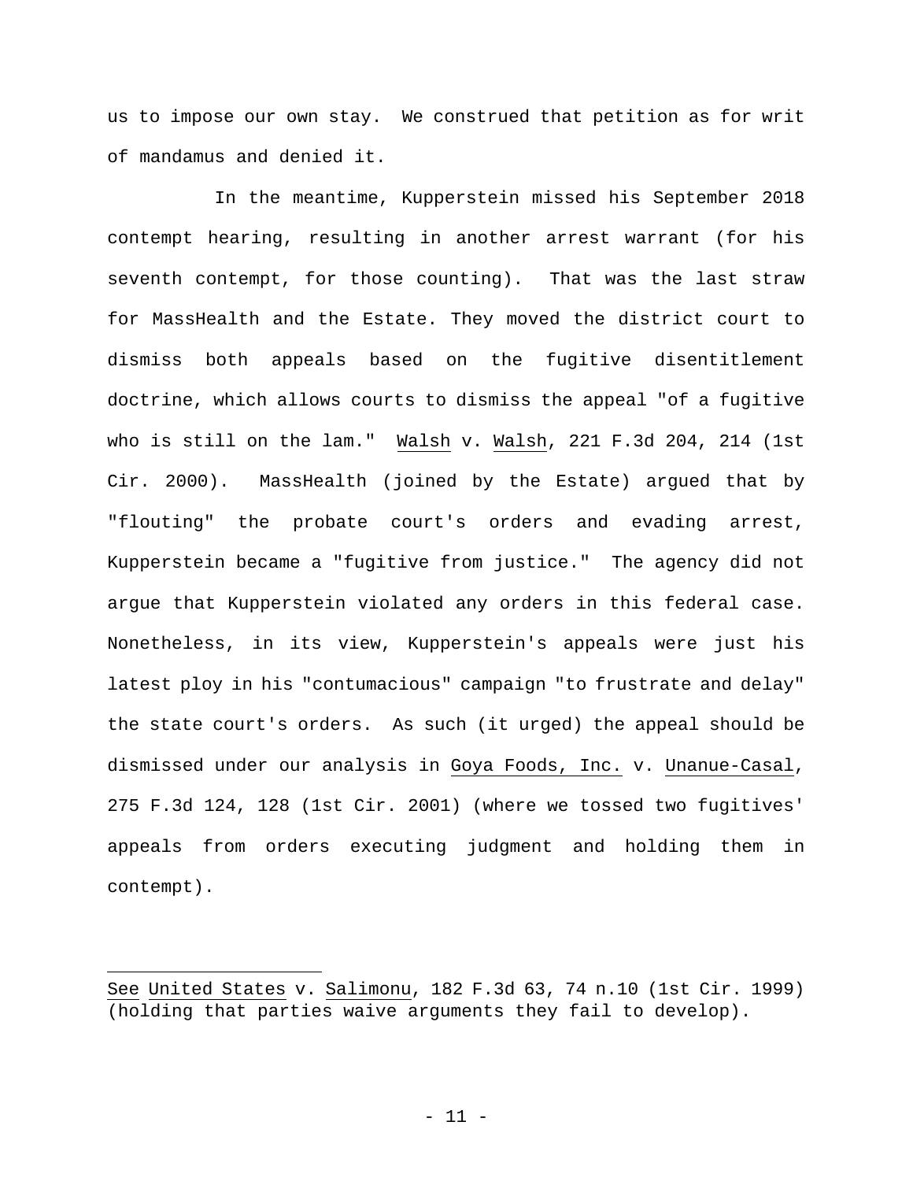us to impose our own stay. We construed that petition as for writ of mandamus and denied it.

In the meantime, Kupperstein missed his September 2018 contempt hearing, resulting in another arrest warrant (for his seventh contempt, for those counting). That was the last straw for MassHealth and the Estate. They moved the district court to dismiss both appeals based on the fugitive disentitlement doctrine, which allows courts to dismiss the appeal "of a fugitive who is still on the lam." Walsh v. Walsh, 221 F.3d 204, 214 (1st Cir. 2000). MassHealth (joined by the Estate) argued that by "flouting" the probate court's orders and evading arrest, Kupperstein became a "fugitive from justice." The agency did not argue that Kupperstein violated any orders in this federal case. Nonetheless, in its view, Kupperstein's appeals were just his latest ploy in his "contumacious" campaign "to frustrate and delay" the state court's orders. As such (it urged) the appeal should be dismissed under our analysis in Goya Foods, Inc. v. Unanue-Casal, 275 F.3d 124, 128 (1st Cir. 2001) (where we tossed two fugitives' appeals from orders executing judgment and holding them in contempt).

---

See United States v. Salimonu, 182 F.3d 63, 74 n.10 (1st Cir. 1999) (holding that parties waive arguments they fail to develop).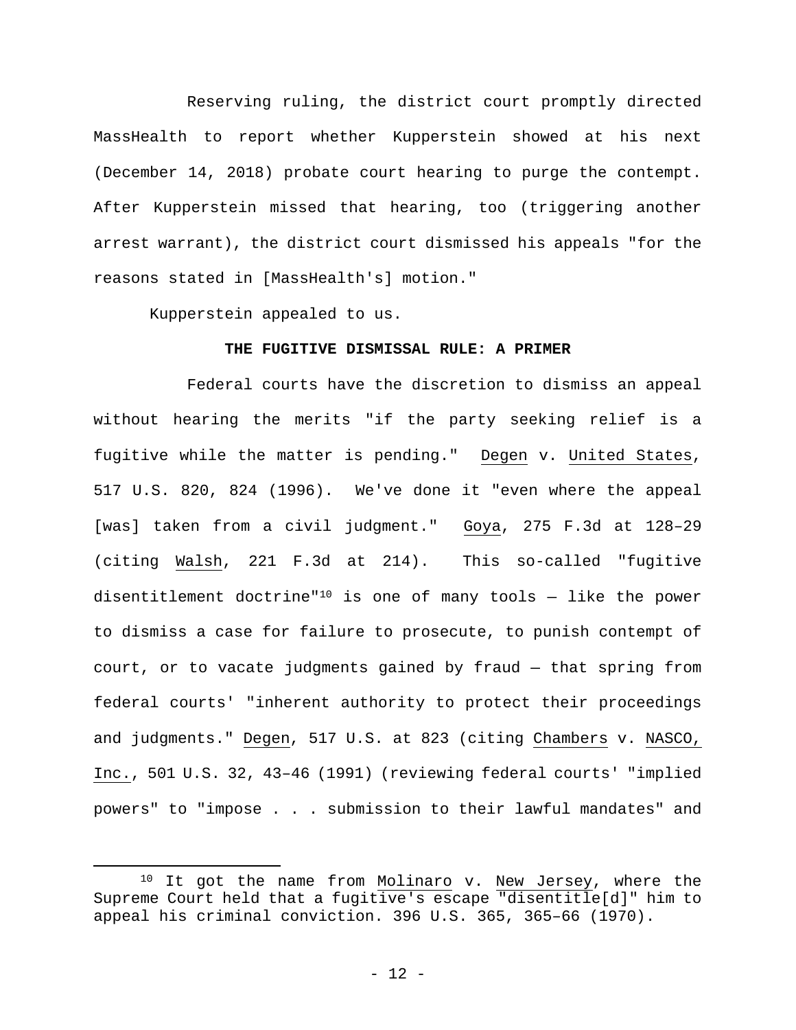Reserving ruling, the district court promptly directed MassHealth to report whether Kupperstein showed at his next (December 14, 2018) probate court hearing to purge the contempt. After Kupperstein missed that hearing, too (triggering another arrest warrant), the district court dismissed his appeals "for the reasons stated in [MassHealth's] motion."

Kupperstein appealed to us.

**THE FUGITIVE DISMISSAL RULE: A PRIMER**

Federal courts have the discretion to dismiss an appeal without hearing the merits "if the party seeking relief is a fugitive while the matter is pending." Degen v. United States, 517 U.S. 820, 824 (1996). We've done it "even where the appeal [was] taken from a civil judgment." Goya, 275 F.3d at 128–29 (citing Walsh, 221 F.3d at 214). This so-called "fugitive disentitlement doctrine"[10] is one of many tools — like the power to dismiss a case for failure to prosecute, to punish contempt of court, or to vacate judgments gained by fraud — that spring from federal courts' "inherent authority to protect their proceedings and judgments." Degen, 517 U.S. at 823 (citing Chambers v. NASCO, Inc., 501 U.S. 32, 43–46 (1991) (reviewing federal courts' "implied powers" to "impose . . . submission to their lawful mandates" and

[10] It got the name from Molinaro v. New Jersey, where the Supreme Court held that a fugitive's escape "disentitle[d]" him to appeal his criminal conviction. 396 U.S. 365, 365–66 (1970).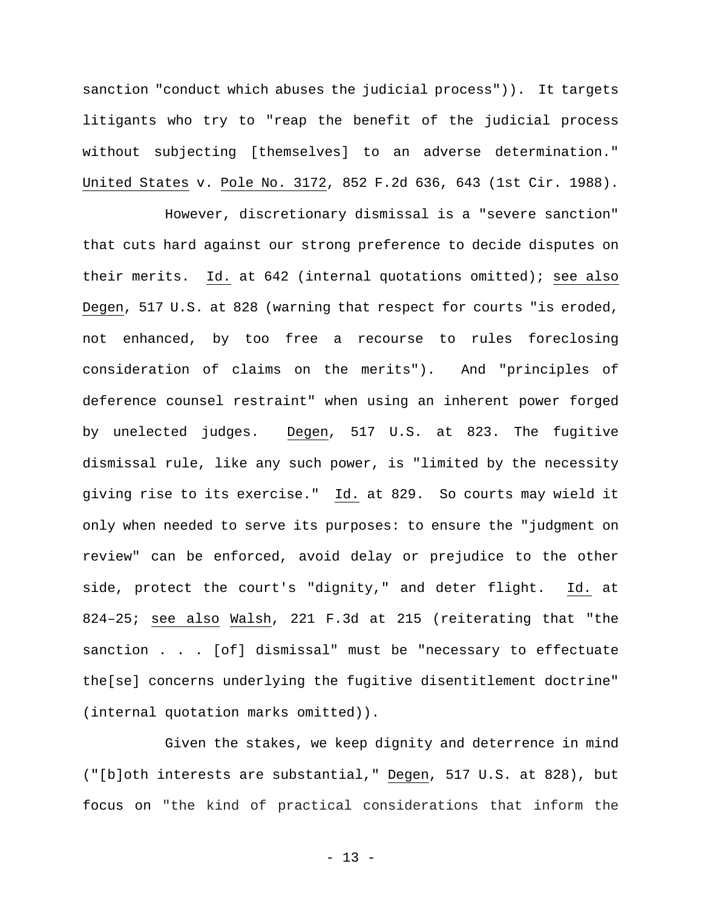sanction "conduct which abuses the judicial process")). It targets litigants who try to "reap the benefit of the judicial process without subjecting [themselves] to an adverse determination." United States v. Pole No. 3172, 852 F.2d 636, 643 (1st Cir. 1988).

However, discretionary dismissal is a "severe sanction" that cuts hard against our strong preference to decide disputes on their merits. Id. at 642 (internal quotations omitted); see also Degen, 517 U.S. at 828 (warning that respect for courts "is eroded, not enhanced, by too free a recourse to rules foreclosing consideration of claims on the merits"). And "principles of deference counsel restraint" when using an inherent power forged by unelected judges. Degen, 517 U.S. at 823. The fugitive dismissal rule, like any such power, is "limited by the necessity giving rise to its exercise." Id. at 829. So courts may wield it only when needed to serve its purposes: to ensure the "judgment on review" can be enforced, avoid delay or prejudice to the other side, protect the court's "dignity," and deter flight. Id. at 824–25; see also Walsh, 221 F.3d at 215 (reiterating that "the sanction . . . [of] dismissal" must be "necessary to effectuate the[se] concerns underlying the fugitive disentitlement doctrine" (internal quotation marks omitted)).

Given the stakes, we keep dignity and deterrence in mind ("[b]oth interests are substantial," Degen, 517 U.S. at 828), but focus on "the kind of practical considerations that inform the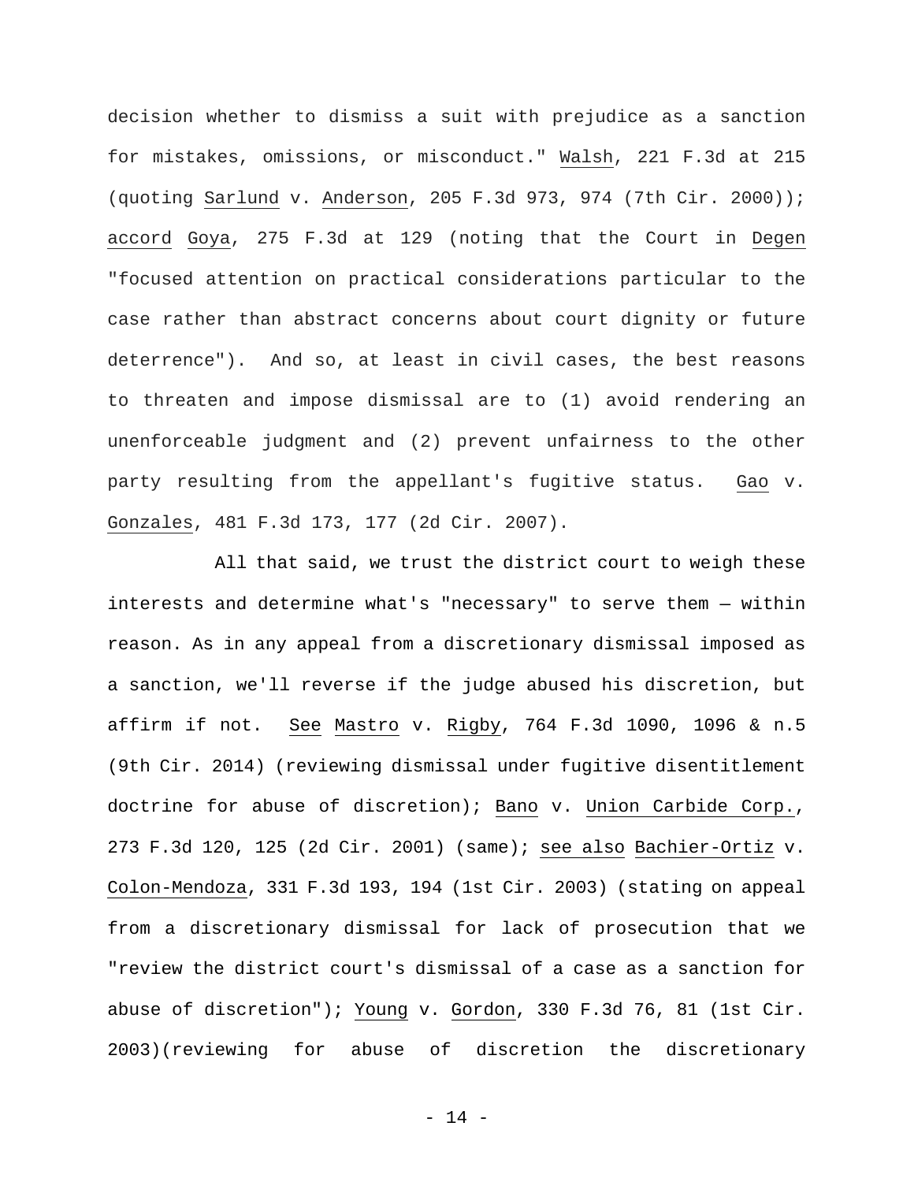decision whether to dismiss a suit with prejudice as a sanction for mistakes, omissions, or misconduct." Walsh, 221 F.3d at 215 (quoting Sarlund v. Anderson, 205 F.3d 973, 974 (7th Cir. 2000)); accord Goya, 275 F.3d at 129 (noting that the Court in Degen "focused attention on practical considerations particular to the case rather than abstract concerns about court dignity or future deterrence"). And so, at least in civil cases, the best reasons to threaten and impose dismissal are to (1) avoid rendering an unenforceable judgment and (2) prevent unfairness to the other party resulting from the appellant's fugitive status. Gao v. Gonzales, 481 F.3d 173, 177 (2d Cir. 2007).

All that said, we trust the district court to weigh these interests and determine what's "necessary" to serve them — within reason. As in any appeal from a discretionary dismissal imposed as a sanction, we'll reverse if the judge abused his discretion, but affirm if not. See Mastro v. Rigby, 764 F.3d 1090, 1096 & n.5 (9th Cir. 2014) (reviewing dismissal under fugitive disentitlement doctrine for abuse of discretion); Bano v. Union Carbide Corp., 273 F.3d 120, 125 (2d Cir. 2001) (same); see also Bachier-Ortiz v. Colon-Mendoza, 331 F.3d 193, 194 (1st Cir. 2003) (stating on appeal from a discretionary dismissal for lack of prosecution that we "review the district court's dismissal of a case as a sanction for abuse of discretion"); Young v. Gordon, 330 F.3d 76, 81 (1st Cir. 2003)(reviewing for abuse of discretion the discretionary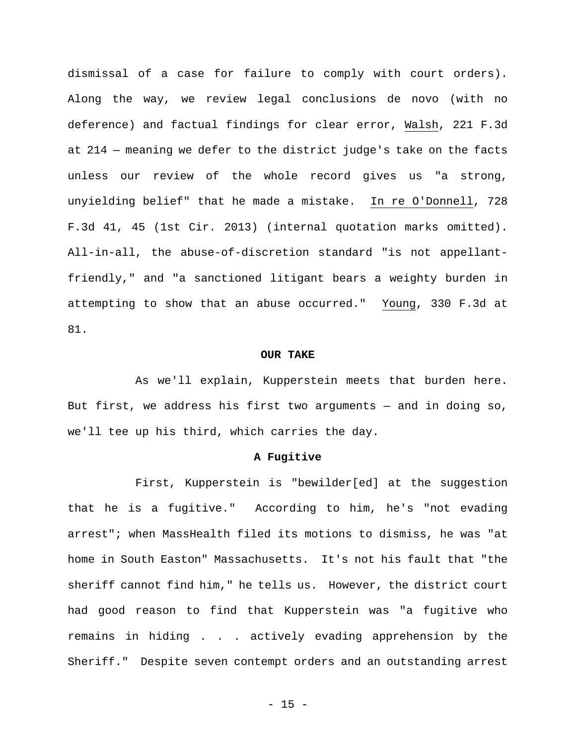dismissal of a case for failure to comply with court orders). Along the way, we review legal conclusions de novo (with no deference) and factual findings for clear error, Walsh, 221 F.3d at 214 — meaning we defer to the district judge's take on the facts unless our review of the whole record gives us "a strong, unyielding belief" that he made a mistake. In re O'Donnell, 728 F.3d 41, 45 (1st Cir. 2013) (internal quotation marks omitted). All-in-all, the abuse-of-discretion standard "is not appellant-friendly," and "a sanctioned litigant bears a weighty burden in attempting to show that an abuse occurred." Young, 330 F.3d at 81.

## OUR TAKE

As we'll explain, Kupperstein meets that burden here. But first, we address his first two arguments — and in doing so, we'll tee up his third, which carries the day.

### A Fugitive

First, Kupperstein is "bewilder[ed] at the suggestion that he is a fugitive." According to him, he's "not evading arrest"; when MassHealth filed its motions to dismiss, he was "at home in South Easton" Massachusetts. It's not his fault that "the sheriff cannot find him," he tells us. However, the district court had good reason to find that Kupperstein was "a fugitive who remains in hiding . . . actively evading apprehension by the Sheriff." Despite seven contempt orders and an outstanding arrest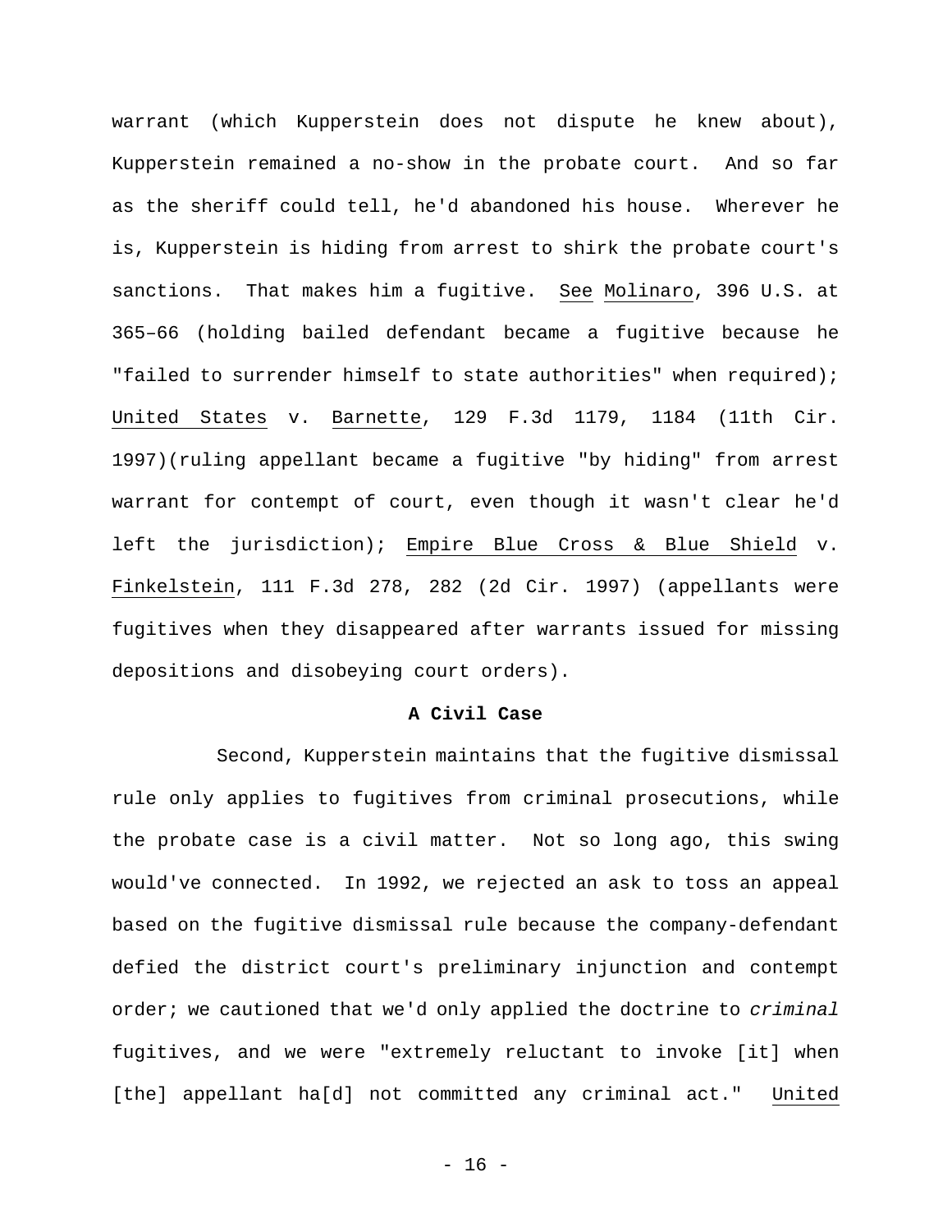warrant (which Kupperstein does not dispute he knew about), Kupperstein remained a no-show in the probate court. And so far as the sheriff could tell, he'd abandoned his house. Wherever he is, Kupperstein is hiding from arrest to shirk the probate court's sanctions. That makes him a fugitive. See Molinaro, 396 U.S. at 365–66 (holding bailed defendant became a fugitive because he "failed to surrender himself to state authorities" when required); United States v. Barnette, 129 F.3d 1179, 1184 (11th Cir. 1997)(ruling appellant became a fugitive "by hiding" from arrest warrant for contempt of court, even though it wasn't clear he'd left the jurisdiction); Empire Blue Cross & Blue Shield v. Finkelstein, 111 F.3d 278, 282 (2d Cir. 1997) (appellants were fugitives when they disappeared after warrants issued for missing depositions and disobeying court orders).

**A Civil Case**

Second, Kupperstein maintains that the fugitive dismissal rule only applies to fugitives from criminal prosecutions, while the probate case is a civil matter. Not so long ago, this swing would've connected. In 1992, we rejected an ask to toss an appeal based on the fugitive dismissal rule because the company-defendant defied the district court's preliminary injunction and contempt order; we cautioned that we'd only applied the doctrine to *criminal* fugitives, and we were "extremely reluctant to invoke [it] when [the] appellant ha[d] not committed any criminal act." United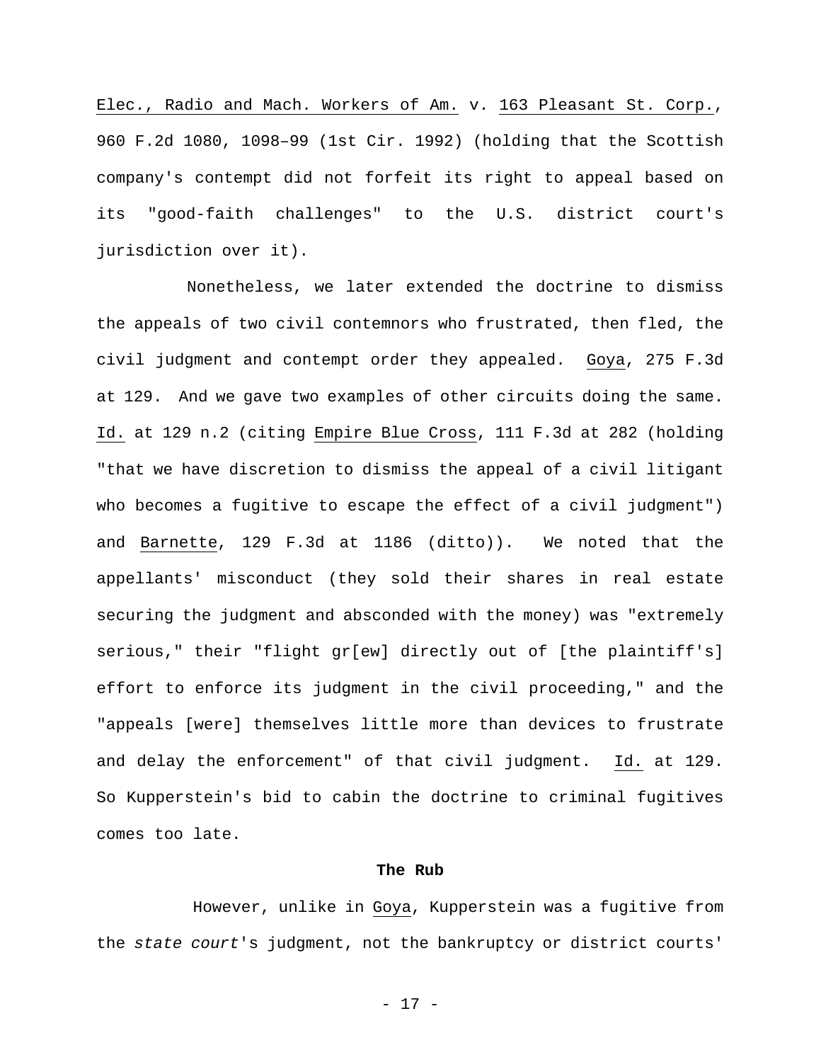Elec., Radio and Mach. Workers of Am. v. 163 Pleasant St. Corp., 960 F.2d 1080, 1098–99 (1st Cir. 1992) (holding that the Scottish company's contempt did not forfeit its right to appeal based on its "good-faith challenges" to the U.S. district court's jurisdiction over it).

Nonetheless, we later extended the doctrine to dismiss the appeals of two civil contemnors who frustrated, then fled, the civil judgment and contempt order they appealed. Goya, 275 F.3d at 129. And we gave two examples of other circuits doing the same. Id. at 129 n.2 (citing Empire Blue Cross, 111 F.3d at 282 (holding "that we have discretion to dismiss the appeal of a civil litigant who becomes a fugitive to escape the effect of a civil judgment") and Barnette, 129 F.3d at 1186 (ditto)). We noted that the appellants' misconduct (they sold their shares in real estate securing the judgment and absconded with the money) was "extremely serious," their "flight gr[ew] directly out of [the plaintiff's] effort to enforce its judgment in the civil proceeding," and the "appeals [were] themselves little more than devices to frustrate and delay the enforcement" of that civil judgment. Id. at 129. So Kupperstein's bid to cabin the doctrine to criminal fugitives comes too late.

**The Rub**

However, unlike in Goya, Kupperstein was a fugitive from the *state court*'s judgment, not the bankruptcy or district courts'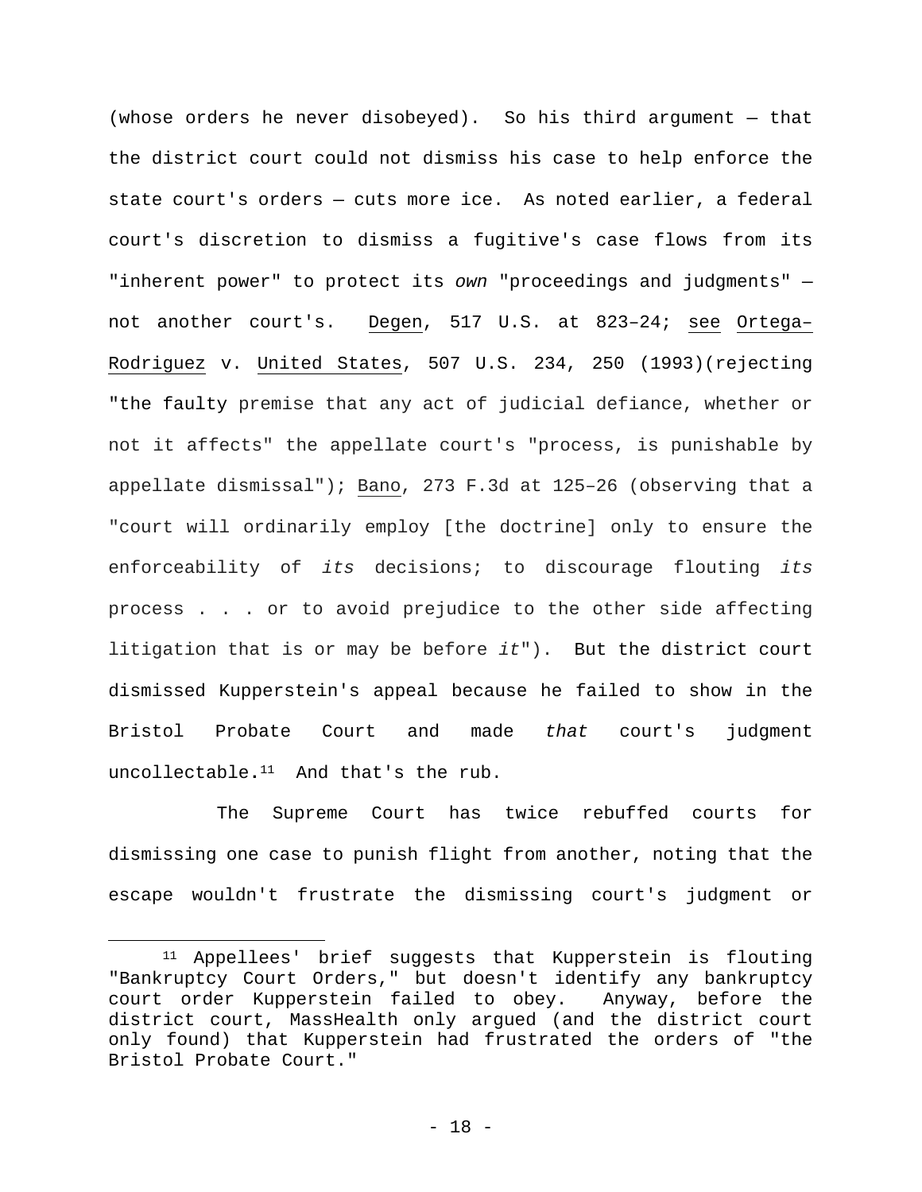(whose orders he never disobeyed). So his third argument — that the district court could not dismiss his case to help enforce the state court's orders — cuts more ice. As noted earlier, a federal court's discretion to dismiss a fugitive's case flows from its "inherent power" to protect its *own* "proceedings and judgments" — not another court's. Degen, 517 U.S. at 823–24; see Ortega–Rodriguez v. United States, 507 U.S. 234, 250 (1993)(rejecting "the faulty premise that any act of judicial defiance, whether or not it affects" the appellate court's "process, is punishable by appellate dismissal"); Bano, 273 F.3d at 125–26 (observing that a "court will ordinarily employ [the doctrine] only to ensure the enforceability of *its* decisions; to discourage flouting *its* process . . . or to avoid prejudice to the other side affecting litigation that is or may be before *it*"). But the district court dismissed Kupperstein's appeal because he failed to show in the Bristol Probate Court and made *that* court's judgment uncollectable.[11] And that's the rub.

The Supreme Court has twice rebuffed courts for dismissing one case to punish flight from another, noting that the escape wouldn't frustrate the dismissing court's judgment or

[11] Appellees' brief suggests that Kupperstein is flouting "Bankruptcy Court Orders," but doesn't identify any bankruptcy court order Kupperstein failed to obey. Anyway, before the district court, MassHealth only argued (and the district court only found) that Kupperstein had frustrated the orders of "the Bristol Probate Court."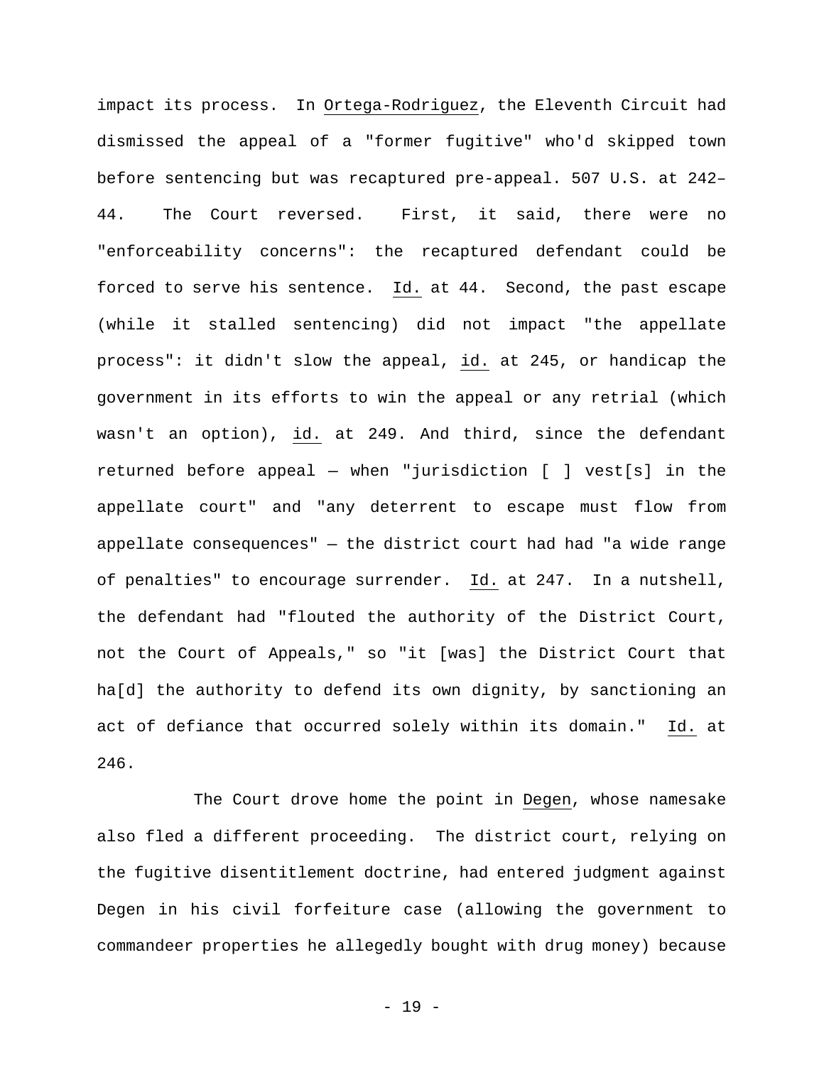impact its process. In Ortega-Rodriguez, the Eleventh Circuit had dismissed the appeal of a "former fugitive" who'd skipped town before sentencing but was recaptured pre-appeal. 507 U.S. at 242–44. The Court reversed. First, it said, there were no "enforceability concerns": the recaptured defendant could be forced to serve his sentence. Id. at 44. Second, the past escape (while it stalled sentencing) did not impact "the appellate process": it didn't slow the appeal, id. at 245, or handicap the government in its efforts to win the appeal or any retrial (which wasn't an option), id. at 249. And third, since the defendant returned before appeal — when "jurisdiction [ ] vest[s] in the appellate court" and "any deterrent to escape must flow from appellate consequences" — the district court had had "a wide range of penalties" to encourage surrender. Id. at 247. In a nutshell, the defendant had "flouted the authority of the District Court, not the Court of Appeals," so "it [was] the District Court that ha[d] the authority to defend its own dignity, by sanctioning an act of defiance that occurred solely within its domain." Id. at 246.

The Court drove home the point in Degen, whose namesake also fled a different proceeding. The district court, relying on the fugitive disentitlement doctrine, had entered judgment against Degen in his civil forfeiture case (allowing the government to commandeer properties he allegedly bought with drug money) because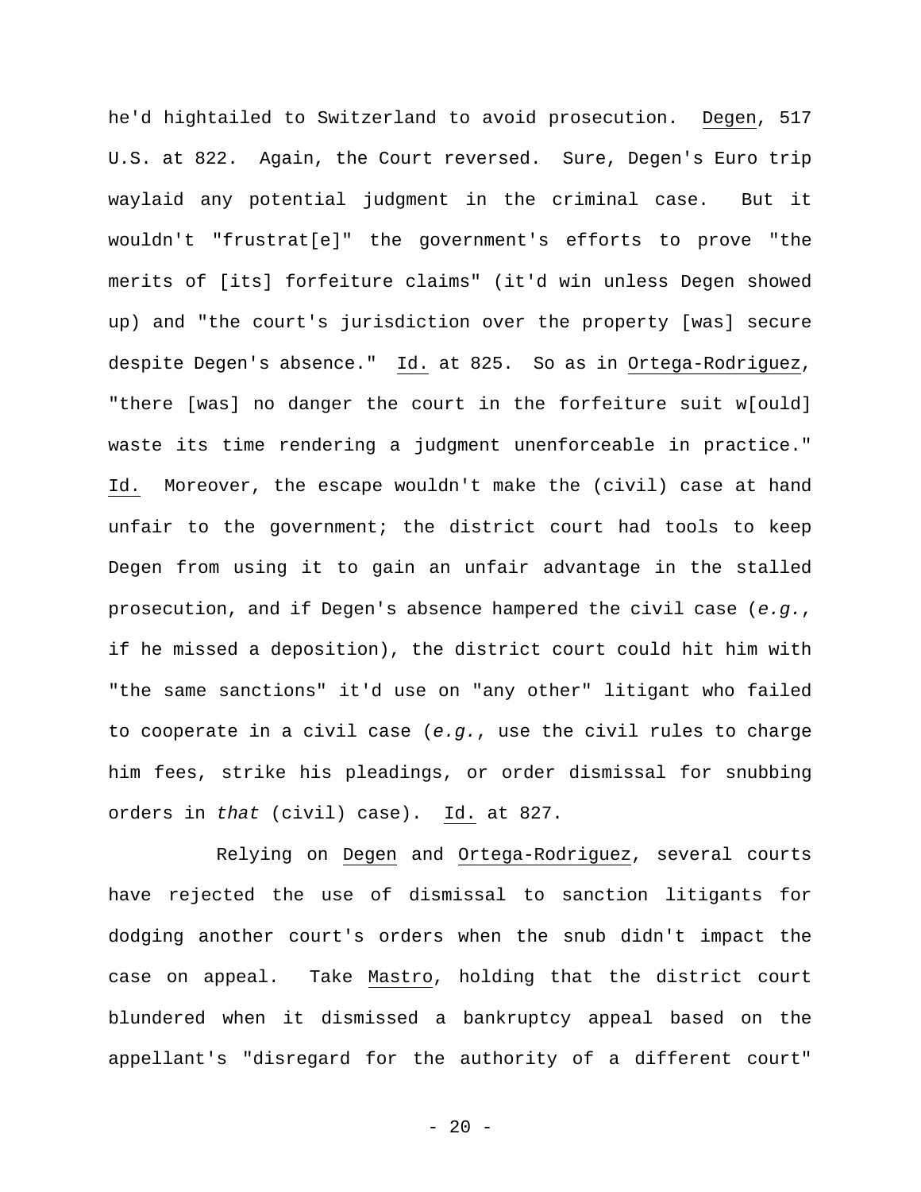he'd hightailed to Switzerland to avoid prosecution. Degen, 517 U.S. at 822. Again, the Court reversed. Sure, Degen's Euro trip waylaid any potential judgment in the criminal case. But it wouldn't "frustrat[e]" the government's efforts to prove "the merits of [its] forfeiture claims" (it'd win unless Degen showed up) and "the court's jurisdiction over the property [was] secure despite Degen's absence." Id. at 825. So as in Ortega-Rodriguez, "there [was] no danger the court in the forfeiture suit w[ould] waste its time rendering a judgment unenforceable in practice." Id. Moreover, the escape wouldn't make the (civil) case at hand unfair to the government; the district court had tools to keep Degen from using it to gain an unfair advantage in the stalled prosecution, and if Degen's absence hampered the civil case (*e.g.*, if he missed a deposition), the district court could hit him with "the same sanctions" it'd use on "any other" litigant who failed to cooperate in a civil case (*e.g.*, use the civil rules to charge him fees, strike his pleadings, or order dismissal for snubbing orders in *that* (civil) case). Id. at 827.

Relying on Degen and Ortega-Rodriguez, several courts have rejected the use of dismissal to sanction litigants for dodging another court's orders when the snub didn't impact the case on appeal. Take Mastro, holding that the district court blundered when it dismissed a bankruptcy appeal based on the appellant's "disregard for the authority of a different court"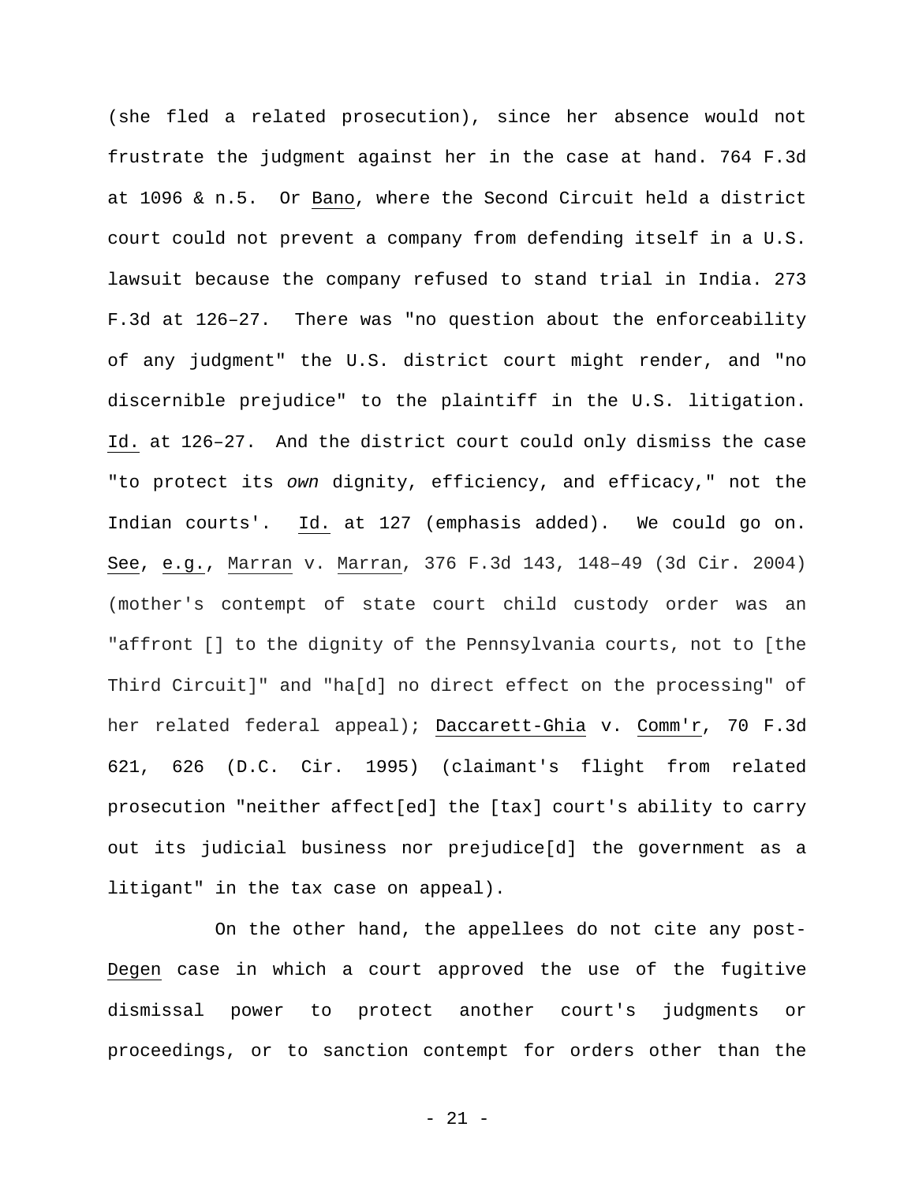(she fled a related prosecution), since her absence would not frustrate the judgment against her in the case at hand. 764 F.3d at 1096 & n.5. Or Bano, where the Second Circuit held a district court could not prevent a company from defending itself in a U.S. lawsuit because the company refused to stand trial in India. 273 F.3d at 126–27. There was "no question about the enforceability of any judgment" the U.S. district court might render, and "no discernible prejudice" to the plaintiff in the U.S. litigation. Id. at 126–27. And the district court could only dismiss the case "to protect its *own* dignity, efficiency, and efficacy," not the Indian courts'. Id. at 127 (emphasis added). We could go on. See, e.g., Marran v. Marran, 376 F.3d 143, 148–49 (3d Cir. 2004) (mother's contempt of state court child custody order was an "affront [] to the dignity of the Pennsylvania courts, not to [the Third Circuit]" and "ha[d] no direct effect on the processing" of her related federal appeal); Daccarett-Ghia v. Comm'r, 70 F.3d 621, 626 (D.C. Cir. 1995) (claimant's flight from related prosecution "neither affect[ed] the [tax] court's ability to carry out its judicial business nor prejudice[d] the government as a litigant" in the tax case on appeal).

On the other hand, the appellees do not cite any post-Degen case in which a court approved the use of the fugitive dismissal power to protect another court's judgments or proceedings, or to sanction contempt for orders other than the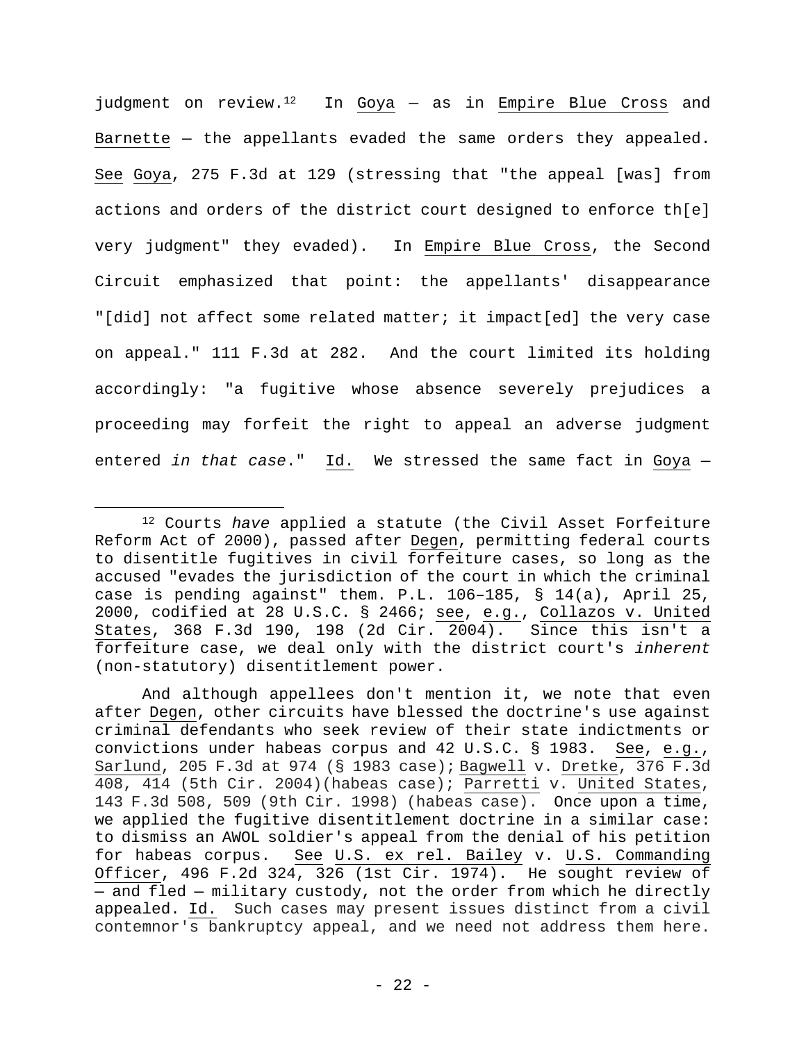judgment on review.[12] In Goya — as in Empire Blue Cross and Barnette — the appellants evaded the same orders they appealed. See Goya, 275 F.3d at 129 (stressing that "the appeal [was] from actions and orders of the district court designed to enforce th[e] very judgment" they evaded). In Empire Blue Cross, the Second Circuit emphasized that point: the appellants' disappearance "[did] not affect some related matter; it impact[ed] the very case on appeal." 111 F.3d at 282. And the court limited its holding accordingly: "a fugitive whose absence severely prejudices a proceeding may forfeit the right to appeal an adverse judgment entered *in that case*." Id. We stressed the same fact in Goya —

---

[12] Courts *have* applied a statute (the Civil Asset Forfeiture Reform Act of 2000), passed after Degen, permitting federal courts to disentitle fugitives in civil forfeiture cases, so long as the accused "evades the jurisdiction of the court in which the criminal case is pending against" them. P.L. 106–185, § 14(a), April 25, 2000, codified at 28 U.S.C. § 2466; see, e.g., Collazos v. United States, 368 F.3d 190, 198 (2d Cir. 2004). Since this isn't a forfeiture case, we deal only with the district court's *inherent* (non-statutory) disentitlement power.

And although appellees don't mention it, we note that even after Degen, other circuits have blessed the doctrine's use against criminal defendants who seek review of their state indictments or convictions under habeas corpus and 42 U.S.C. § 1983. See, e.g., Sarlund, 205 F.3d at 974 (§ 1983 case); Bagwell v. Dretke, 376 F.3d 408, 414 (5th Cir. 2004)(habeas case); Parretti v. United States, 143 F.3d 508, 509 (9th Cir. 1998) (habeas case). Once upon a time, we applied the fugitive disentitlement doctrine in a similar case: to dismiss an AWOL soldier's appeal from the denial of his petition for habeas corpus. See U.S. ex rel. Bailey v. U.S. Commanding Officer, 496 F.2d 324, 326 (1st Cir. 1974). He sought review of — and fled — military custody, not the order from which he directly appealed. Id. Such cases may present issues distinct from a civil contemnor's bankruptcy appeal, and we need not address them here.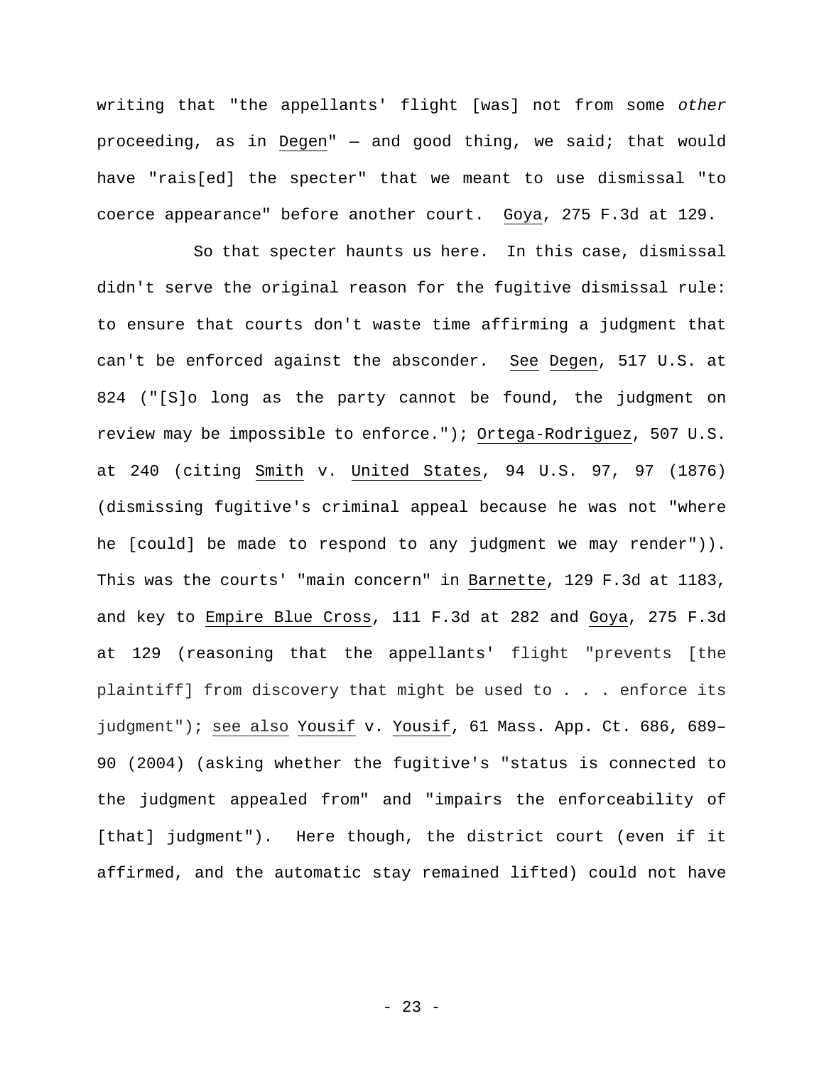writing that "the appellants' flight [was] not from some *other* proceeding, as in Degen" — and good thing, we said; that would have "rais[ed] the specter" that we meant to use dismissal "to coerce appearance" before another court. Goya, 275 F.3d at 129.

So that specter haunts us here. In this case, dismissal didn't serve the original reason for the fugitive dismissal rule: to ensure that courts don't waste time affirming a judgment that can't be enforced against the absconder. See Degen, 517 U.S. at 824 ("[S]o long as the party cannot be found, the judgment on review may be impossible to enforce."); Ortega-Rodriguez, 507 U.S. at 240 (citing Smith v. United States, 94 U.S. 97, 97 (1876) (dismissing fugitive's criminal appeal because he was not "where he [could] be made to respond to any judgment we may render")). This was the courts' "main concern" in Barnette, 129 F.3d at 1183, and key to Empire Blue Cross, 111 F.3d at 282 and Goya, 275 F.3d at 129 (reasoning that the appellants' flight "prevents [the plaintiff] from discovery that might be used to . . . enforce its judgment"); see also Yousif v. Yousif, 61 Mass. App. Ct. 686, 689–90 (2004) (asking whether the fugitive's "status is connected to the judgment appealed from" and "impairs the enforceability of [that] judgment"). Here though, the district court (even if it affirmed, and the automatic stay remained lifted) could not have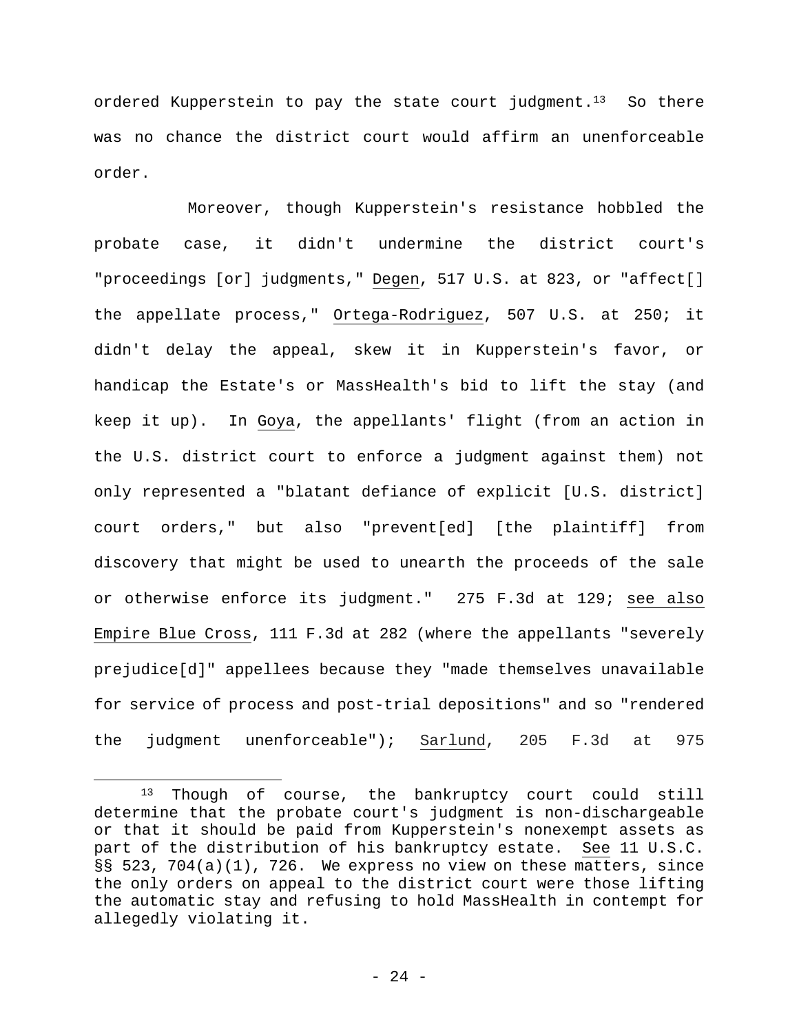ordered Kupperstein to pay the state court judgment.[13] So there was no chance the district court would affirm an unenforceable order.

Moreover, though Kupperstein's resistance hobbled the probate case, it didn't undermine the district court's "proceedings [or] judgments," Degen, 517 U.S. at 823, or "affect[] the appellate process," Ortega-Rodriguez, 507 U.S. at 250; it didn't delay the appeal, skew it in Kupperstein's favor, or handicap the Estate's or MassHealth's bid to lift the stay (and keep it up). In Goya, the appellants' flight (from an action in the U.S. district court to enforce a judgment against them) not only represented a "blatant defiance of explicit [U.S. district] court orders," but also "prevent[ed] [the plaintiff] from discovery that might be used to unearth the proceeds of the sale or otherwise enforce its judgment." 275 F.3d at 129; see also Empire Blue Cross, 111 F.3d at 282 (where the appellants "severely prejudice[d]" appellees because they "made themselves unavailable for service of process and post-trial depositions" and so "rendered the judgment unenforceable"); Sarlund, 205 F.3d at 975

[13] Though of course, the bankruptcy court could still determine that the probate court's judgment is non-dischargeable or that it should be paid from Kupperstein's nonexempt assets as part of the distribution of his bankruptcy estate. See 11 U.S.C. §§ 523, 704(a)(1), 726. We express no view on these matters, since the only orders on appeal to the district court were those lifting the automatic stay and refusing to hold MassHealth in contempt for allegedly violating it.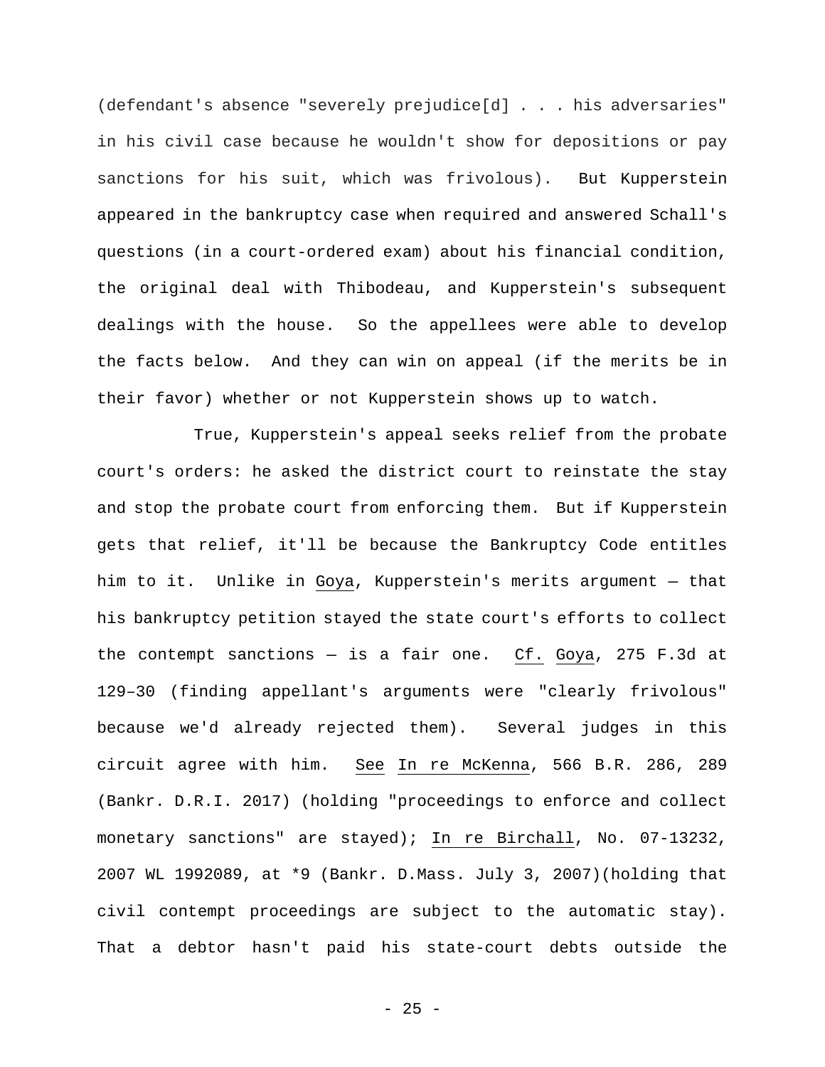(defendant's absence "severely prejudice[d] . . . his adversaries" in his civil case because he wouldn't show for depositions or pay sanctions for his suit, which was frivolous). But Kupperstein appeared in the bankruptcy case when required and answered Schall's questions (in a court-ordered exam) about his financial condition, the original deal with Thibodeau, and Kupperstein's subsequent dealings with the house. So the appellees were able to develop the facts below. And they can win on appeal (if the merits be in their favor) whether or not Kupperstein shows up to watch.

True, Kupperstein's appeal seeks relief from the probate court's orders: he asked the district court to reinstate the stay and stop the probate court from enforcing them. But if Kupperstein gets that relief, it'll be because the Bankruptcy Code entitles him to it. Unlike in Goya, Kupperstein's merits argument — that his bankruptcy petition stayed the state court's efforts to collect the contempt sanctions — is a fair one. Cf. Goya, 275 F.3d at 129–30 (finding appellant's arguments were "clearly frivolous" because we'd already rejected them). Several judges in this circuit agree with him. See In re McKenna, 566 B.R. 286, 289 (Bankr. D.R.I. 2017) (holding "proceedings to enforce and collect monetary sanctions" are stayed); In re Birchall, No. 07-13232, 2007 WL 1992089, at *9 (Bankr. D.Mass. July 3, 2007)(holding that civil contempt proceedings are subject to the automatic stay). That a debtor hasn't paid his state-court debts outside the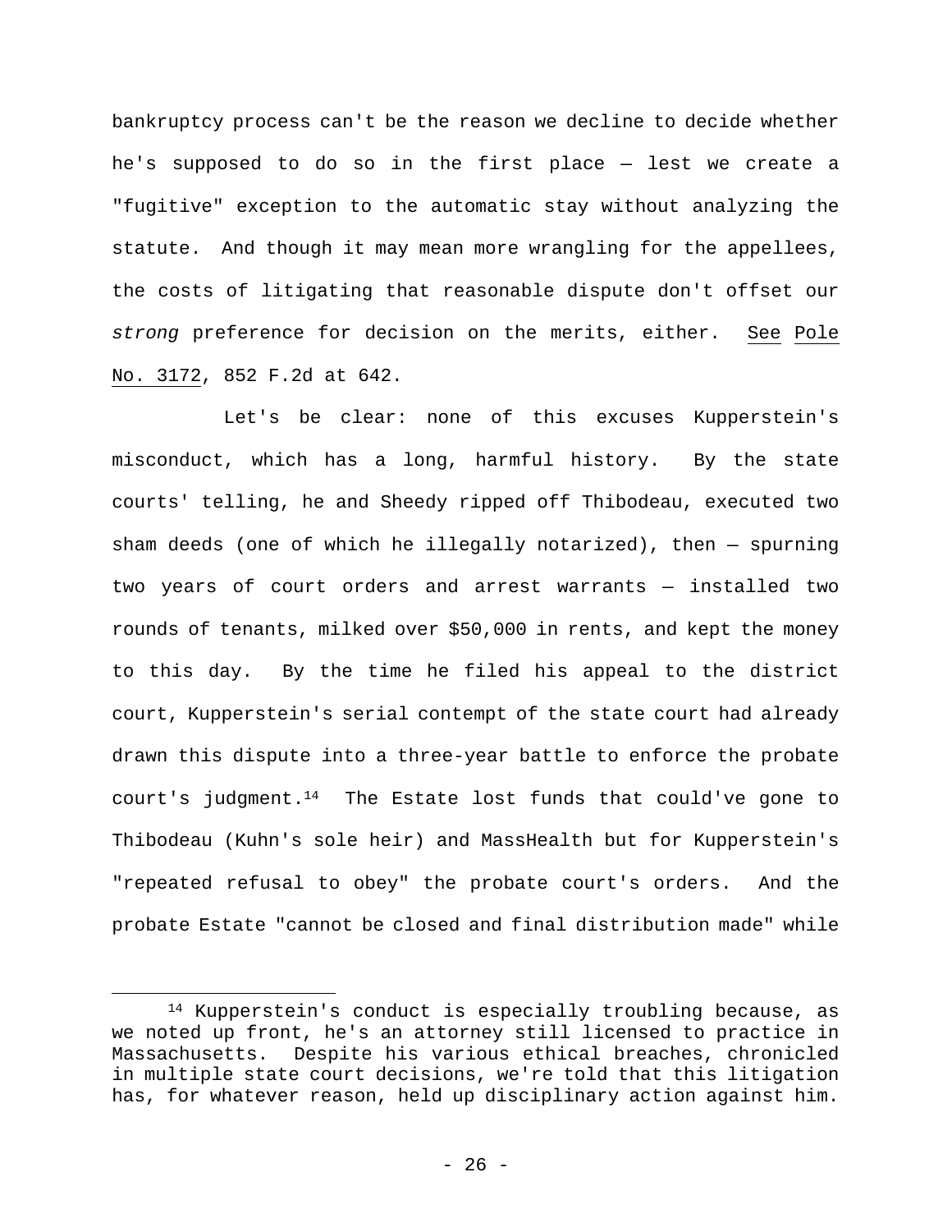bankruptcy process can't be the reason we decline to decide whether he's supposed to do so in the first place — lest we create a "fugitive" exception to the automatic stay without analyzing the statute. And though it may mean more wrangling for the appellees, the costs of litigating that reasonable dispute don't offset our *strong* preference for decision on the merits, either. See Pole No. 3172, 852 F.2d at 642.

Let's be clear: none of this excuses Kupperstein's misconduct, which has a long, harmful history. By the state courts' telling, he and Sheedy ripped off Thibodeau, executed two sham deeds (one of which he illegally notarized), then — spurning two years of court orders and arrest warrants — installed two rounds of tenants, milked over $50,000 in rents, and kept the money to this day. By the time he filed his appeal to the district court, Kupperstein's serial contempt of the state court had already drawn this dispute into a three-year battle to enforce the probate court's judgment.[14] The Estate lost funds that could've gone to Thibodeau (Kuhn's sole heir) and MassHealth but for Kupperstein's "repeated refusal to obey" the probate court's orders. And the probate Estate "cannot be closed and final distribution made" while

[14] Kupperstein's conduct is especially troubling because, as we noted up front, he's an attorney still licensed to practice in Massachusetts. Despite his various ethical breaches, chronicled in multiple state court decisions, we're told that this litigation has, for whatever reason, held up disciplinary action against him.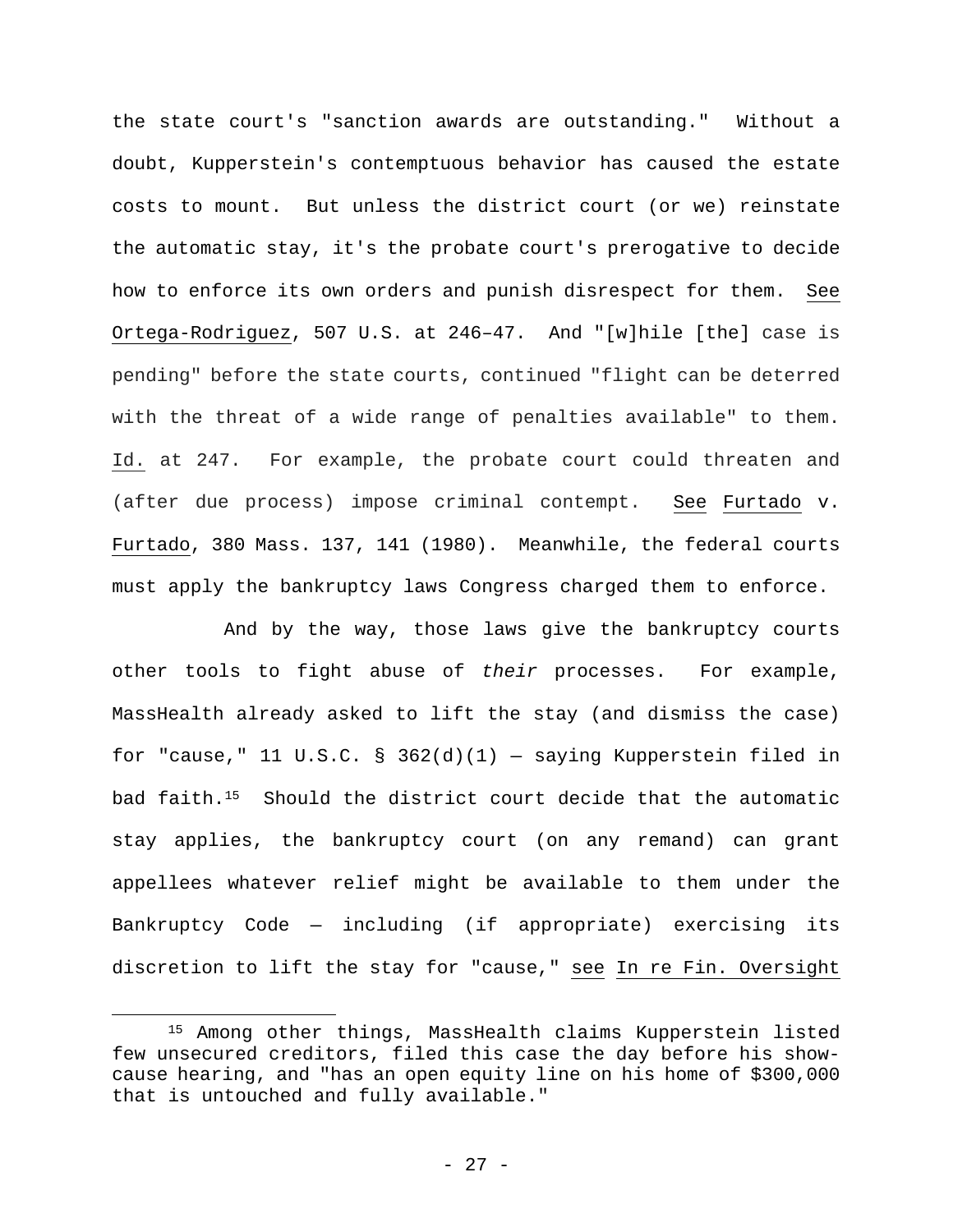the state court's "sanction awards are outstanding." Without a doubt, Kupperstein's contemptuous behavior has caused the estate costs to mount. But unless the district court (or we) reinstate the automatic stay, it's the probate court's prerogative to decide how to enforce its own orders and punish disrespect for them. See Ortega-Rodriguez, 507 U.S. at 246–47. And "[w]hile [the] case is pending" before the state courts, continued "flight can be deterred with the threat of a wide range of penalties available" to them. Id. at 247. For example, the probate court could threaten and (after due process) impose criminal contempt. See Furtado v. Furtado, 380 Mass. 137, 141 (1980). Meanwhile, the federal courts must apply the bankruptcy laws Congress charged them to enforce.

And by the way, those laws give the bankruptcy courts other tools to fight abuse of *their* processes. For example, MassHealth already asked to lift the stay (and dismiss the case) for "cause," 11 U.S.C. § 362(d)(1) — saying Kupperstein filed in bad faith.[15] Should the district court decide that the automatic stay applies, the bankruptcy court (on any remand) can grant appellees whatever relief might be available to them under the Bankruptcy Code — including (if appropriate) exercising its discretion to lift the stay for "cause," see In re Fin. Oversight

[15] Among other things, MassHealth claims Kupperstein listed few unsecured creditors, filed this case the day before his show-cause hearing, and "has an open equity line on his home of $300,000 that is untouched and fully available."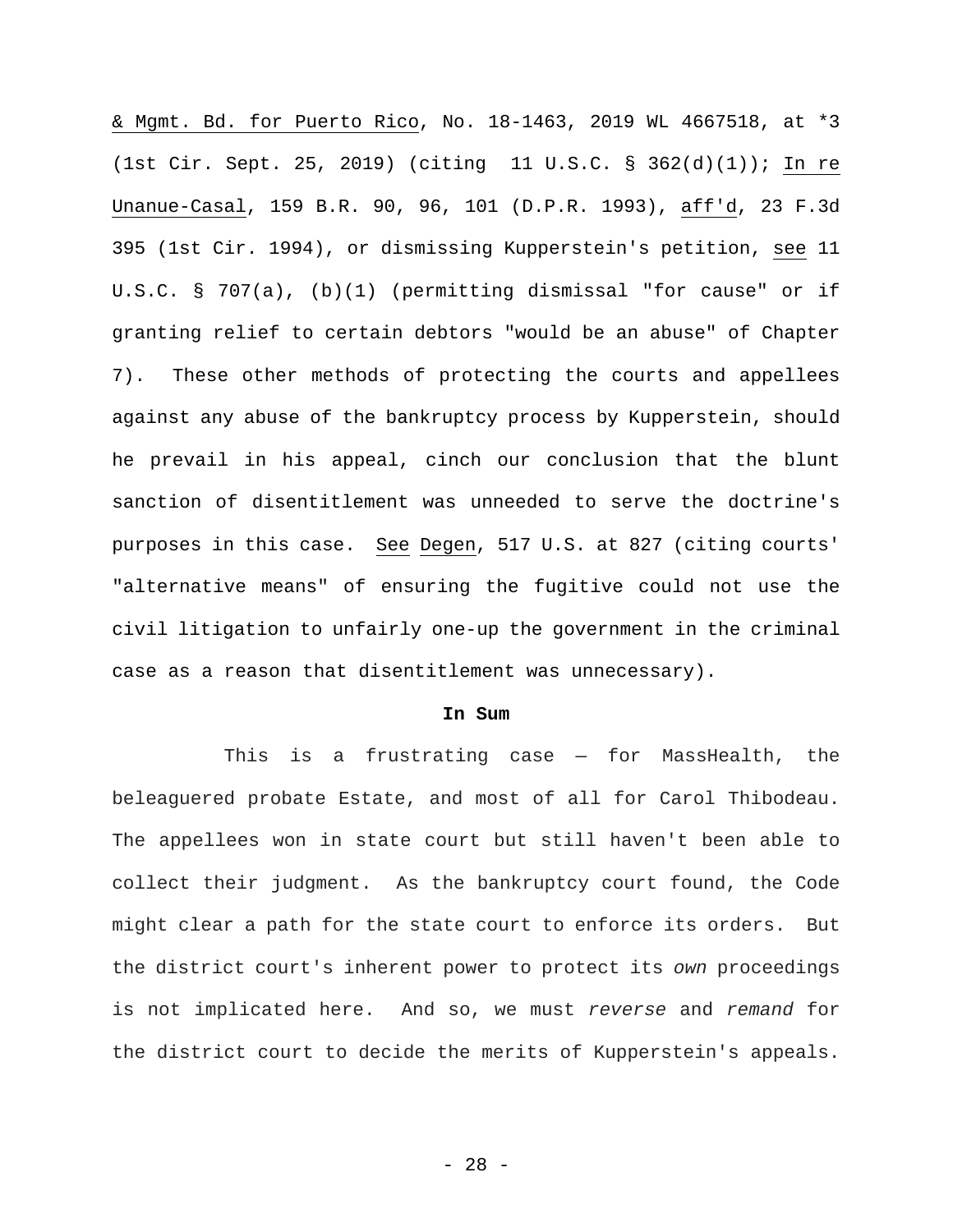& Mgmt. Bd. for Puerto Rico, No. 18-1463, 2019 WL 4667518, at *3 (1st Cir. Sept. 25, 2019) (citing 11 U.S.C. § 362(d)(1)); In re Unanue-Casal, 159 B.R. 90, 96, 101 (D.P.R. 1993), aff'd, 23 F.3d 395 (1st Cir. 1994), or dismissing Kupperstein's petition, see 11 U.S.C. § 707(a), (b)(1) (permitting dismissal "for cause" or if granting relief to certain debtors "would be an abuse" of Chapter 7). These other methods of protecting the courts and appellees against any abuse of the bankruptcy process by Kupperstein, should he prevail in his appeal, cinch our conclusion that the blunt sanction of disentitlement was unneeded to serve the doctrine's purposes in this case. See Degen, 517 U.S. at 827 (citing courts' "alternative means" of ensuring the fugitive could not use the civil litigation to unfairly one-up the government in the criminal case as a reason that disentitlement was unnecessary).

**In Sum**

This is a frustrating case — for MassHealth, the beleaguered probate Estate, and most of all for Carol Thibodeau. The appellees won in state court but still haven't been able to collect their judgment. As the bankruptcy court found, the Code might clear a path for the state court to enforce its orders. But the district court's inherent power to protect its *own* proceedings is not implicated here. And so, we must *reverse* and *remand* for the district court to decide the merits of Kupperstein's appeals.